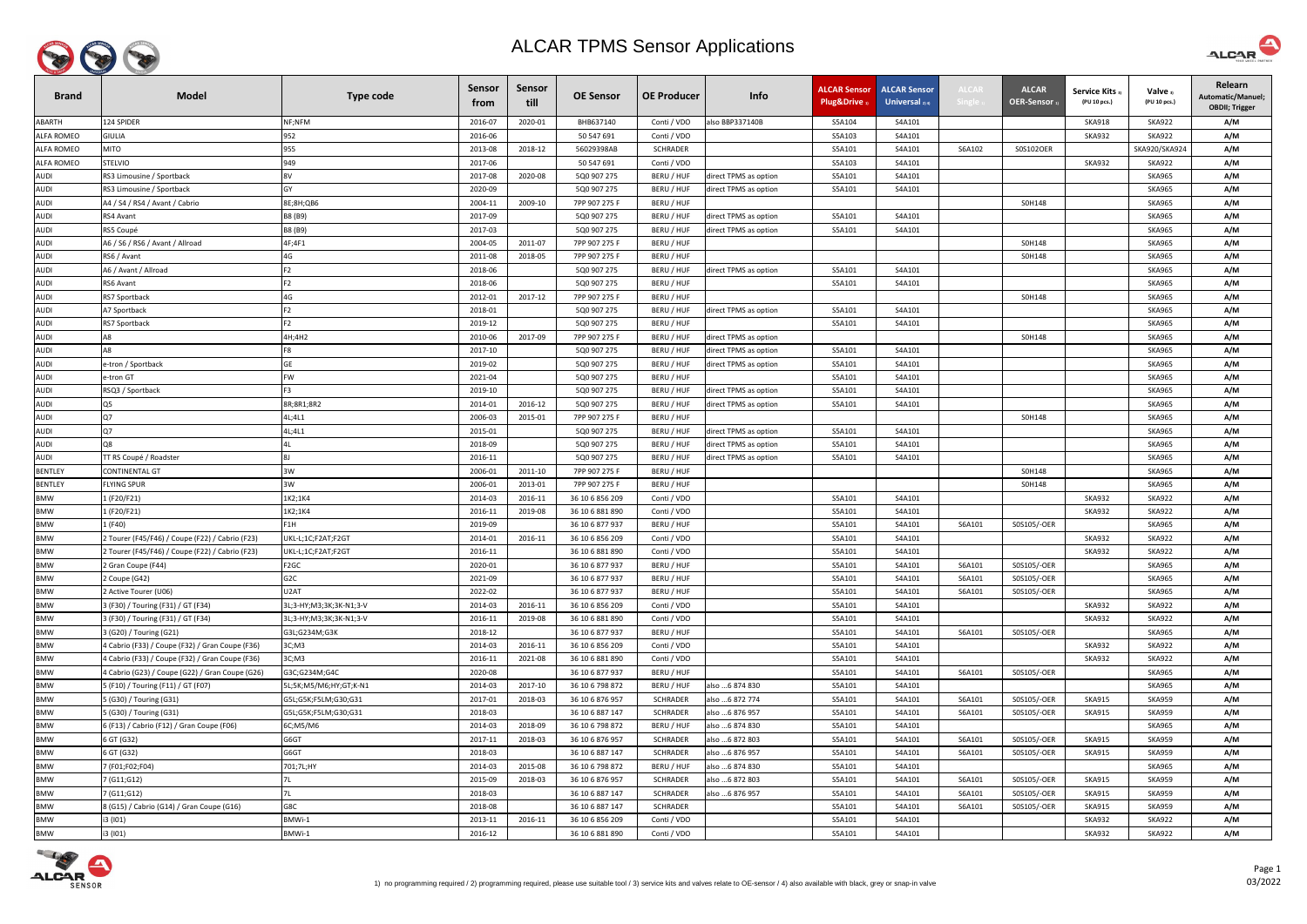# ALCAR TPMS Sensor Applications

| Brand | Model | Type code | Sensor from | Sensor till | OE Sensor | OE Producer | Info | ALCAR Sensor Plug&Drive 1) | ALCAR Sensor Universal 2) 4) | ALCAR Single 2) | ALCAR OER-Sensor 1) | Service Kits 3) (PU 10 pcs.) | Valve 3) (PU 10 pcs.) | Relearn Automatic/Manuel; OBDII; Trigger |
|---|---|---|---|---|---|---|---|---|---|---|---|---|---|---|
| ABARTH | 124 SPIDER | NF;NFM | 2016-07 | 2020-01 | BHB637140 | Conti / VDO | also BBP337140B | S5A104 | S4A101 | | | SKA918 | SKA922 | A/M |
| ALFA ROMEO | GIULIA | 952 | 2016-06 | | 50 547 691 | Conti / VDO | | S5A103 | S4A101 | | | SKA932 | SKA922 | A/M |
| ALFA ROMEO | MITO | 955 | 2013-08 | 2018-12 | 56029398AB | SCHRADER | | S5A101 | S4A101 | S6A102 | S0S102OER | | SKA920/SKA924 | A/M |
| ALFA ROMEO | STELVIO | 949 | 2017-06 | | 50 547 691 | Conti / VDO | | S5A103 | S4A101 | | | SKA932 | SKA922 | A/M |
| AUDI | RS3 Limousine / Sportback | 8V | 2017-08 | 2020-08 | 5Q0 907 275 | BERU / HUF | direct TPMS as option | S5A101 | S4A101 | | | | SKA965 | A/M |
| AUDI | RS3 Limousine / Sportback | GY | 2020-09 | | 5Q0 907 275 | BERU / HUF | direct TPMS as option | S5A101 | S4A101 | | | | SKA965 | A/M |
| AUDI | A4 / S4 / RS4 / Avant / Cabrio | 8E;8H;QB6 | 2004-11 | 2009-10 | 7PP 907 275 F | BERU / HUF | | | | | S0H148 | | SKA965 | A/M |
| AUDI | RS4 Avant | B8 (B9) | 2017-09 | | 5Q0 907 275 | BERU / HUF | direct TPMS as option | S5A101 | S4A101 | | | | SKA965 | A/M |
| AUDI | RS5 Coupé | B8 (B9) | 2017-03 | | 5Q0 907 275 | BERU / HUF | direct TPMS as option | S5A101 | S4A101 | | | | SKA965 | A/M |
| AUDI | A6 / S6 / RS6 / Avant / Allroad | 4F;4F1 | 2004-05 | 2011-07 | 7PP 907 275 F | BERU / HUF | | | | | S0H148 | | SKA965 | A/M |
| AUDI | RS6 / Avant | 4G | 2011-08 | 2018-05 | 7PP 907 275 F | BERU / HUF | | | | | S0H148 | | SKA965 | A/M |
| AUDI | A6 / Avant / Allroad | F2 | 2018-06 | | 5Q0 907 275 | BERU / HUF | direct TPMS as option | S5A101 | S4A101 | | | | SKA965 | A/M |
| AUDI | RS6 Avant | F2 | 2018-06 | | 5Q0 907 275 | BERU / HUF | | S5A101 | S4A101 | | | | SKA965 | A/M |
| AUDI | RS7 Sportback | 4G | 2012-01 | 2017-12 | 7PP 907 275 F | BERU / HUF | | | | | S0H148 | | SKA965 | A/M |
| AUDI | A7 Sportback | F2 | 2018-01 | | 5Q0 907 275 | BERU / HUF | direct TPMS as option | S5A101 | S4A101 | | | | SKA965 | A/M |
| AUDI | RS7 Sportback | F2 | 2019-12 | | 5Q0 907 275 | BERU / HUF | | S5A101 | S4A101 | | | | SKA965 | A/M |
| AUDI | A8 | 4H;4H2 | 2010-06 | 2017-09 | 7PP 907 275 F | BERU / HUF | direct TPMS as option | | | | S0H148 | | SKA965 | A/M |
| AUDI | A8 | F8 | 2017-10 | | 5Q0 907 275 | BERU / HUF | direct TPMS as option | S5A101 | S4A101 | | | | SKA965 | A/M |
| AUDI | e-tron / Sportback | GE | 2019-02 | | 5Q0 907 275 | BERU / HUF | direct TPMS as option | S5A101 | S4A101 | | | | SKA965 | A/M |
| AUDI | e-tron GT | FW | 2021-04 | | 5Q0 907 275 | BERU / HUF | | S5A101 | S4A101 | | | | SKA965 | A/M |
| AUDI | RSQ3 / Sportback | F3 | 2019-10 | | 5Q0 907 275 | BERU / HUF | direct TPMS as option | S5A101 | S4A101 | | | | SKA965 | A/M |
| AUDI | Q5 | 8R;8R1;8R2 | 2014-01 | 2016-12 | 5Q0 907 275 | BERU / HUF | direct TPMS as option | S5A101 | S4A101 | | | | SKA965 | A/M |
| AUDI | Q7 | 4L;4L1 | 2006-03 | 2015-01 | 7PP 907 275 F | BERU / HUF | | | | | S0H148 | | SKA965 | A/M |
| AUDI | Q7 | 4L;4L1 | 2015-01 | | 5Q0 907 275 | BERU / HUF | direct TPMS as option | S5A101 | S4A101 | | | | SKA965 | A/M |
| AUDI | Q8 | 4L | 2018-09 | | 5Q0 907 275 | BERU / HUF | direct TPMS as option | S5A101 | S4A101 | | | | SKA965 | A/M |
| AUDI | TT RS Coupé / Roadster | 8J | 2016-11 | | 5Q0 907 275 | BERU / HUF | direct TPMS as option | S5A101 | S4A101 | | | | SKA965 | A/M |
| BENTLEY | CONTINENTAL GT | 3W | 2006-01 | 2011-10 | 7PP 907 275 F | BERU / HUF | | | | | S0H148 | | SKA965 | A/M |
| BENTLEY | FLYING SPUR | 3W | 2006-01 | 2013-01 | 7PP 907 275 F | BERU / HUF | | | | | S0H148 | | SKA965 | A/M |
| BMW | 1 (F20/F21) | 1K2;1K4 | 2014-03 | 2016-11 | 36 10 6 856 209 | Conti / VDO | | S5A101 | S4A101 | | | SKA932 | SKA922 | A/M |
| BMW | 1 (F20/F21) | 1K2;1K4 | 2016-11 | 2019-08 | 36 10 6 881 890 | Conti / VDO | | S5A101 | S4A101 | | | SKA932 | SKA922 | A/M |
| BMW | 1 (F40) | F1H | 2019-09 | | 36 10 6 877 937 | BERU / HUF | | S5A101 | S4A101 | S6A101 | S0S105/-OER | | SKA965 | A/M |
| BMW | 2 Tourer (F45/F46) / Coupe (F22) / Cabrio (F23) | UKL-L;1C;F2AT;F2GT | 2014-01 | 2016-11 | 36 10 6 856 209 | Conti / VDO | | S5A101 | S4A101 | | | SKA932 | SKA922 | A/M |
| BMW | 2 Tourer (F45/F46) / Coupe (F22) / Cabrio (F23) | UKL-L;1C;F2AT;F2GT | 2016-11 | | 36 10 6 881 890 | Conti / VDO | | S5A101 | S4A101 | | | SKA932 | SKA922 | A/M |
| BMW | 2 Gran Coupe (F44) | F2GC | 2020-01 | | 36 10 6 877 937 | BERU / HUF | | S5A101 | S4A101 | S6A101 | S0S105/-OER | | SKA965 | A/M |
| BMW | 2 Coupe (G42) | G2C | 2021-09 | | 36 10 6 877 937 | BERU / HUF | | S5A101 | S4A101 | S6A101 | S0S105/-OER | | SKA965 | A/M |
| BMW | 2 Active Tourer (U06) | U2AT | 2022-02 | | 36 10 6 877 937 | BERU / HUF | | S5A101 | S4A101 | S6A101 | S0S105/-OER | | SKA965 | A/M |
| BMW | 3 (F30) / Touring (F31) / GT (F34) | 3L;3-HY;M3;3K;3K-N1;3-V | 2014-03 | 2016-11 | 36 10 6 856 209 | Conti / VDO | | S5A101 | S4A101 | | | SKA932 | SKA922 | A/M |
| BMW | 3 (F30) / Touring (F31) / GT (F34) | 3L;3-HY;M3;3K;3K-N1;3-V | 2016-11 | 2019-08 | 36 10 6 881 890 | Conti / VDO | | S5A101 | S4A101 | | | SKA932 | SKA922 | A/M |
| BMW | 3 (G20) / Touring (G21) | G3L;G234M;G3K | 2018-12 | | 36 10 6 877 937 | BERU / HUF | | S5A101 | S4A101 | S6A101 | S0S105/-OER | | SKA965 | A/M |
| BMW | 4 Cabrio (F33) / Coupe (F32) / Gran Coupe (F36) | 3C;M3 | 2014-03 | 2016-11 | 36 10 6 856 209 | Conti / VDO | | S5A101 | S4A101 | | | SKA932 | SKA922 | A/M |
| BMW | 4 Cabrio (F33) / Coupe (F32) / Gran Coupe (F36) | 3C;M3 | 2016-11 | 2021-08 | 36 10 6 881 890 | Conti / VDO | | S5A101 | S4A101 | | | SKA932 | SKA922 | A/M |
| BMW | 4 Cabrio (G23) / Coupe (G22) / Gran Coupe (G26) | G3C;G234M;G4C | 2020-08 | | 36 10 6 877 937 | BERU / HUF | | S5A101 | S4A101 | S6A101 | S0S105/-OER | | SKA965 | A/M |
| BMW | 5 (F10) / Touring (F11) / GT (F07) | 5L;5K;M5/M6;HY;GT;K-N1 | 2014-03 | 2017-10 | 36 10 6 798 872 | BERU / HUF | also ...6 874 830 | S5A101 | S4A101 | | | | SKA965 | A/M |
| BMW | 5 (G30) / Touring (G31) | G5L;G5K;F5LM;G30;G31 | 2017-01 | 2018-03 | 36 10 6 876 957 | SCHRADER | also ...6 872 774 | S5A101 | S4A101 | S6A101 | S0S105/-OER | SKA915 | SKA959 | A/M |
| BMW | 5 (G30) / Touring (G31) | G5L;G5K;F5LM;G30;G31 | 2018-03 | | 36 10 6 887 147 | SCHRADER | also ...6 876 957 | S5A101 | S4A101 | S6A101 | S0S105/-OER | SKA915 | SKA959 | A/M |
| BMW | 6 (F13) / Cabrio (F12) / Gran Coupe (F06) | 6C;M5/M6 | 2014-03 | 2018-09 | 36 10 6 798 872 | BERU / HUF | also ...6 874 830 | S5A101 | S4A101 | | | | SKA965 | A/M |
| BMW | 6 GT (G32) | G6GT | 2017-11 | 2018-03 | 36 10 6 876 957 | SCHRADER | also ...6 872 803 | S5A101 | S4A101 | S6A101 | S0S105/-OER | SKA915 | SKA959 | A/M |
| BMW | 6 GT (G32) | G6GT | 2018-03 | | 36 10 6 887 147 | SCHRADER | also ...6 876 957 | S5A101 | S4A101 | S6A101 | S0S105/-OER | SKA915 | SKA959 | A/M |
| BMW | 7 (F01;F02;F04) | 701;7L;HY | 2014-03 | 2015-08 | 36 10 6 798 872 | BERU / HUF | also ...6 874 830 | S5A101 | S4A101 | | | | SKA965 | A/M |
| BMW | 7 (G11;G12) | 7L | 2015-09 | 2018-03 | 36 10 6 876 957 | SCHRADER | also ...6 872 803 | S5A101 | S4A101 | S6A101 | S0S105/-OER | SKA915 | SKA959 | A/M |
| BMW | 7 (G11;G12) | 7L | 2018-03 | | 36 10 6 887 147 | SCHRADER | also ...6 876 957 | S5A101 | S4A101 | S6A101 | S0S105/-OER | SKA915 | SKA959 | A/M |
| BMW | 8 (G15) / Cabrio (G14) / Gran Coupe (G16) | G8C | 2018-08 | | 36 10 6 887 147 | SCHRADER | | S5A101 | S4A101 | S6A101 | S0S105/-OER | SKA915 | SKA959 | A/M |
| BMW | i3 (I01) | BMWi-1 | 2013-11 | 2016-11 | 36 10 6 856 209 | Conti / VDO | | S5A101 | S4A101 | | | SKA932 | SKA922 | A/M |
| BMW | i3 (I01) | BMWi-1 | 2016-12 | | 36 10 6 881 890 | Conti / VDO | | S5A101 | S4A101 | | | SKA932 | SKA922 | A/M |

1) no programming required / 2) programming required, please use suitable tool / 3) service kits and valves relate to OE-sensor / 4) also available with black, grey or snap-in valve

03/2022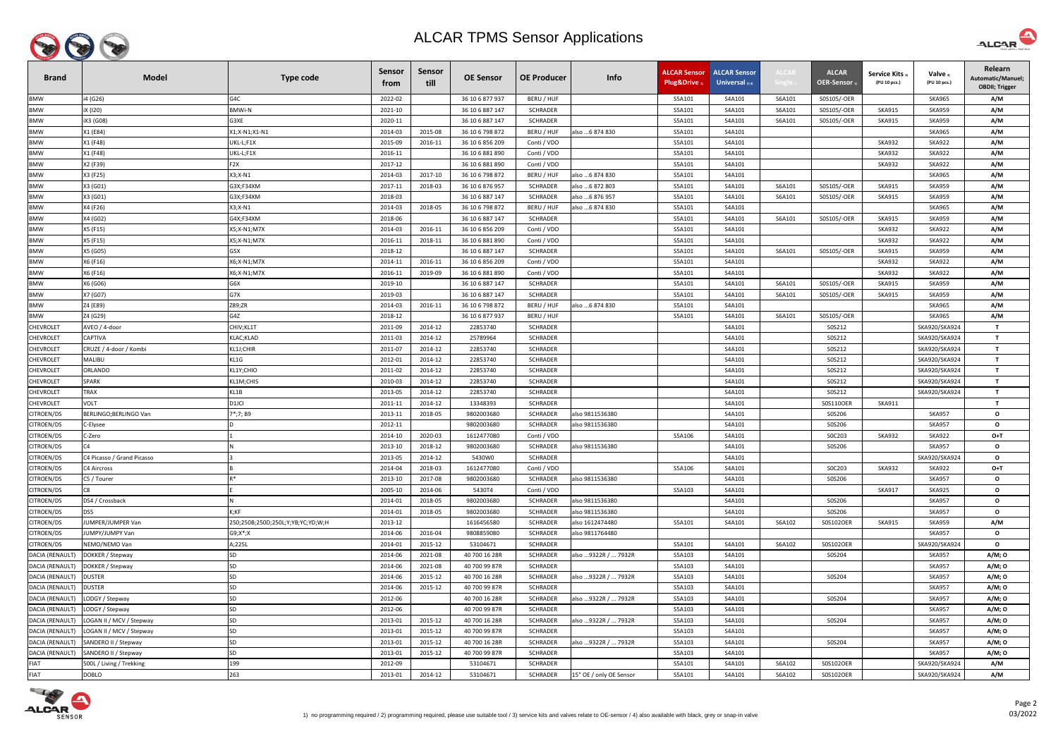# ALCAR TPMS Sensor Applications

| Brand | Model | Type code | Sensor from | Sensor till | OE Sensor | OE Producer | Info | ALCAR Sensor Plug&Drive 1) | ALCAR Sensor Universal 2) 4) | ALCAR Single 1) | ALCAR OER-Sensor 1) | Service Kits 3) (PU 10 pcs.) | Valve 3) (PU 10 pcs.) | Relearn Automatic/Manuel; OBDII; Trigger |
|---|---|---|---|---|---|---|---|---|---|---|---|---|---|---|
| BMW | i4 (G26) | G4C | 2022-02 | | 36 10 6 877 937 | BERU / HUF | | S5A101 | S4A101 | S6A101 | S0S105/-OER | | SKA965 | A/M |
| BMW | iX (I20) | BMWi-N | 2021-10 | | 36 10 6 887 147 | SCHRADER | | S5A101 | S4A101 | S6A101 | S0S105/-OER | SKA915 | SKA959 | A/M |
| BMW | iX3 (G08) | G3XE | 2020-11 | | 36 10 6 887 147 | SCHRADER | | S5A101 | S4A101 | S6A101 | S0S105/-OER | SKA915 | SKA959 | A/M |
| BMW | X1 (E84) | X1;X-N1;X1-N1 | 2014-03 | 2015-08 | 36 10 6 798 872 | BERU / HUF | also ...6 874 830 | S5A101 | S4A101 | | | | SKA965 | A/M |
| BMW | X1 (F48) | UKL-L;F1X | 2015-09 | 2016-11 | 36 10 6 856 209 | Conti / VDO | | S5A101 | S4A101 | | | SKA932 | SKA922 | A/M |
| BMW | X1 (F48) | UKL-L;F1X | 2016-11 | | 36 10 6 881 890 | Conti / VDO | | S5A101 | S4A101 | | | SKA932 | SKA922 | A/M |
| BMW | X2 (F39) | F2X | 2017-12 | | 36 10 6 881 890 | Conti / VDO | | S5A101 | S4A101 | | | SKA932 | SKA922 | A/M |
| BMW | X3 (F25) | X3;X-N1 | 2014-03 | 2017-10 | 36 10 6 798 872 | BERU / HUF | also ...6 874 830 | S5A101 | S4A101 | | | | SKA965 | A/M |
| BMW | X3 (G01) | G3X;F34XM | 2017-11 | 2018-03 | 36 10 6 876 957 | SCHRADER | also ...6 872 803 | S5A101 | S4A101 | S6A101 | S0S105/-OER | SKA915 | SKA959 | A/M |
| BMW | X3 (G01) | G3X;F34XM | 2018-03 | | 36 10 6 887 147 | SCHRADER | also ...6 876 957 | S5A101 | S4A101 | S6A101 | S0S105/-OER | SKA915 | SKA959 | A/M |
| BMW | X4 (F26) | X3;X-N1 | 2014-03 | 2018-05 | 36 10 6 798 872 | BERU / HUF | also ...6 874 830 | S5A101 | S4A101 | | | | SKA965 | A/M |
| BMW | X4 (G02) | G4X;F34XM | 2018-06 | | 36 10 6 887 147 | SCHRADER | | S5A101 | S4A101 | S6A101 | S0S105/-OER | SKA915 | SKA959 | A/M |
| BMW | X5 (F15) | X5;X-N1;M7X | 2014-03 | 2016-11 | 36 10 6 856 209 | Conti / VDO | | S5A101 | S4A101 | | | SKA932 | SKA922 | A/M |
| BMW | X5 (F15) | X5;X-N1;M7X | 2016-11 | 2018-11 | 36 10 6 881 890 | Conti / VDO | | S5A101 | S4A101 | | | SKA932 | SKA922 | A/M |
| BMW | X5 (G05) | G5X | 2018-12 | | 36 10 6 887 147 | SCHRADER | | S5A101 | S4A101 | S6A101 | S0S105/-OER | SKA915 | SKA959 | A/M |
| BMW | X6 (F16) | X6;X-N1;M7X | 2014-11 | 2016-11 | 36 10 6 856 209 | Conti / VDO | | S5A101 | S4A101 | | | SKA932 | SKA922 | A/M |
| BMW | X6 (F16) | X6;X-N1;M7X | 2016-11 | 2019-09 | 36 10 6 881 890 | Conti / VDO | | S5A101 | S4A101 | | | SKA932 | SKA922 | A/M |
| BMW | X6 (G06) | G6X | 2019-10 | | 36 10 6 887 147 | SCHRADER | | S5A101 | S4A101 | S6A101 | S0S105/-OER | SKA915 | SKA959 | A/M |
| BMW | X7 (G07) | G7X | 2019-03 | | 36 10 6 887 147 | SCHRADER | | S5A101 | S4A101 | S6A101 | S0S105/-OER | SKA915 | SKA959 | A/M |
| BMW | Z4 (E89) | Z89;ZR | 2014-03 | 2016-11 | 36 10 6 798 872 | BERU / HUF | also ...6 874 830 | S5A101 | S4A101 | | | | SKA965 | A/M |
| BMW | Z4 (G29) | G4Z | 2018-12 | | 36 10 6 877 937 | BERU / HUF | | S5A101 | S4A101 | S6A101 | S0S105/-OER | | SKA965 | A/M |
| CHEVROLET | AVEO / 4-door | CHIV;KL1T | 2011-09 | 2014-12 | 22853740 | SCHRADER | | | S4A101 | | S0S212 | | SKA920/SKA924 | T |
| CHEVROLET | CAPTIVA | KLAC;KLAD | 2011-03 | 2014-12 | 25789964 | SCHRADER | | | S4A101 | | S0S212 | | SKA920/SKA924 | T |
| CHEVROLET | CRUZE / 4-door / Kombi | KL1J;CHIR | 2011-07 | 2014-12 | 22853740 | SCHRADER | | | S4A101 | | S0S212 | | SKA920/SKA924 | T |
| CHEVROLET | MALIBU | KL1G | 2012-01 | 2014-12 | 22853740 | SCHRADER | | | S4A101 | | S0S212 | | SKA920/SKA924 | T |
| CHEVROLET | ORLANDO | KL1Y;CHIO | 2011-02 | 2014-12 | 22853740 | SCHRADER | | | S4A101 | | S0S212 | | SKA920/SKA924 | T |
| CHEVROLET | SPARK | KL1M;CHIS | 2010-03 | 2014-12 | 22853740 | SCHRADER | | | S4A101 | | S0S212 | | SKA920/SKA924 | T |
| CHEVROLET | TRAX | KL1B | 2013-05 | 2014-12 | 22853740 | SCHRADER | | | S4A101 | | S0S212 | | SKA920/SKA924 | T |
| CHEVROLET | VOLT | D1JCI | 2011-11 | 2014-12 | 13348393 | SCHRADER | | | S4A101 | | S0S110OER | SKA911 | | T |
| CITROEN/DS | BERLINGO;BERLINGO Van | 7*;7; B9 | 2013-11 | 2018-05 | 9802003680 | SCHRADER | also 9811536380 | | S4A101 | | S0S206 | | SKA957 | O |
| CITROEN/DS | C-Elysee | D | 2012-11 | | 9802003680 | SCHRADER | also 9811536380 | | S4A101 | | S0S206 | | SKA957 | O |
| CITROEN/DS | C-Zero | 1 | 2014-10 | 2020-03 | 1612477080 | Conti / VDO | | S5A106 | S4A101 | | S0C203 | SKA932 | SKA922 | O+T |
| CITROEN/DS | C4 | N | 2013-10 | 2018-12 | 9802003680 | SCHRADER | also 9811536380 | | S4A101 | | S0S206 | | SKA957 | O |
| CITROEN/DS | C4 Picasso / Grand Picasso | 3 | 2013-05 | 2014-12 | 5430W0 | SCHRADER | | | S4A101 | | | | SKA920/SKA924 | O |
| CITROEN/DS | C4 Aircross | B | 2014-04 | 2018-03 | 1612477080 | Conti / VDO | | S5A106 | S4A101 | | S0C203 | SKA932 | SKA922 | O+T |
| CITROEN/DS | C5 / Tourer | R* | 2013-10 | 2017-08 | 9802003680 | SCHRADER | also 9811536380 | | S4A101 | | S0S206 | | SKA957 | O |
| CITROEN/DS | C8 | E | 2005-10 | 2014-06 | 5430T4 | Conti / VDO | | S5A103 | S4A101 | | | SKA917 | SKA925 | O |
| CITROEN/DS | DS4 / Crossback | N | 2014-01 | 2018-05 | 9802003680 | SCHRADER | also 9811536380 | | S4A101 | | S0S206 | | SKA957 | O |
| CITROEN/DS | DS5 | K;KF | 2014-01 | 2018-05 | 9802003680 | SCHRADER | also 9811536380 | | S4A101 | | S0S206 | | SKA957 | O |
| CITROEN/DS | JUMPER/JUMPER Van | 250;250B;250D;250L;Y;YB;YC;YD;W;H | 2013-12 | | 1616456580 | SCHRADER | also 1612474480 | S5A101 | S4A101 | S6A102 | S0S102OER | SKA915 | SKA959 | A/M |
| CITROEN/DS | JUMPY/JUMPY Van | G9;X*;X | 2014-06 | 2016-04 | 9808859080 | SCHRADER | also 9811764480 | | S4A101 | | | | SKA957 | O |
| CITROEN/DS | NEMO/NEMO Van | A;225L | 2014-01 | 2015-12 | 53104671 | SCHRADER | | S5A101 | S4A101 | S6A102 | S0S102OER | | SKA920/SKA924 | O |
| DACIA (RENAULT) | DOKKER / Stepway | SD | 2014-06 | 2021-08 | 40 700 16 28R | SCHRADER | also ...9322R / ... 7932R | S5A103 | S4A101 | | S0S204 | | SKA957 | A/M; O |
| DACIA (RENAULT) | DOKKER / Stepway | SD | 2014-06 | 2021-08 | 40 700 99 87R | SCHRADER | | S5A103 | S4A101 | | | | SKA957 | A/M; O |
| DACIA (RENAULT) | DUSTER | SD | 2014-06 | 2015-12 | 40 700 16 28R | SCHRADER | also ...9322R / ... 7932R | S5A103 | S4A101 | | S0S204 | | SKA957 | A/M; O |
| DACIA (RENAULT) | DUSTER | SD | 2014-06 | 2015-12 | 40 700 99 87R | SCHRADER | | S5A103 | S4A101 | | | | SKA957 | A/M; O |
| DACIA (RENAULT) | LODGY / Stepway | SD | 2012-06 | | 40 700 16 28R | SCHRADER | also ...9322R / ... 7932R | S5A103 | S4A101 | | S0S204 | | SKA957 | A/M; O |
| DACIA (RENAULT) | LODGY / Stepway | SD | 2012-06 | | 40 700 99 87R | SCHRADER | | S5A103 | S4A101 | | | | SKA957 | A/M; O |
| DACIA (RENAULT) | LOGAN II / MCV / Stepway | SD | 2013-01 | 2015-12 | 40 700 16 28R | SCHRADER | also ...9322R / ... 7932R | S5A103 | S4A101 | | S0S204 | | SKA957 | A/M; O |
| DACIA (RENAULT) | LOGAN II / MCV / Stepway | SD | 2013-01 | 2015-12 | 40 700 99 87R | SCHRADER | | S5A103 | S4A101 | | | | SKA957 | A/M; O |
| DACIA (RENAULT) | SANDERO II / Stepway | SD | 2013-01 | 2015-12 | 40 700 16 28R | SCHRADER | also ...9322R / ... 7932R | S5A103 | S4A101 | | S0S204 | | SKA957 | A/M; O |
| DACIA (RENAULT) | SANDERO II / Stepway | SD | 2013-01 | 2015-12 | 40 700 99 87R | SCHRADER | | S5A103 | S4A101 | | | | SKA957 | A/M; O |
| FIAT | 500L / Living / Trekking | 199 | 2012-09 | | 53104671 | SCHRADER | | S5A101 | S4A101 | S6A102 | S0S102OER | | SKA920/SKA924 | A/M |
| FIAT | DOBLO | 263 | 2013-01 | 2014-12 | 53104671 | SCHRADER | 15" OE / only OE Sensor | S5A101 | S4A101 | S6A102 | S0S102OER | | SKA920/SKA924 | A/M |

1) no programming required / 2) programming required, please use suitable tool / 3) service kits and valves relate to OE-sensor / 4) also available with black, grey or snap-in valve

03/2022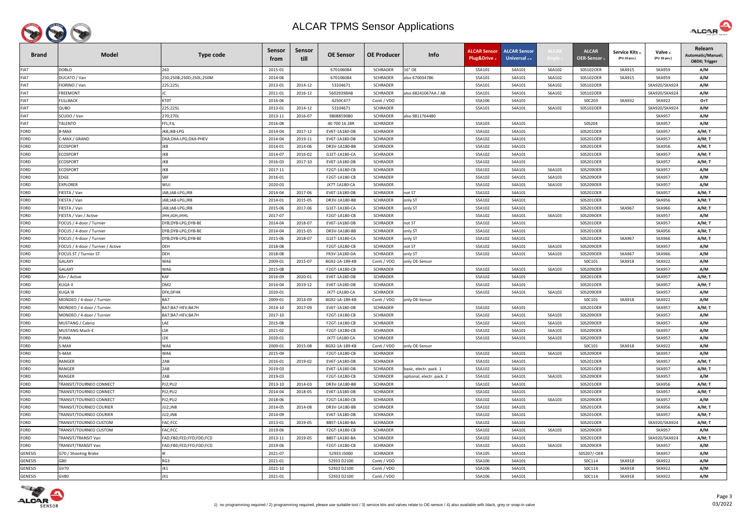# ALCAR TPMS Sensor Applications

| Brand | Model | Type code | Sensor from | Sensor till | OE Sensor | OE Producer | Info | ALCAR Sensor Plug&Drive 1) | ALCAR Sensor Universal 2) 4) | ALCAR Single 1) | ALCAR OER-Sensor 1) | Service Kits 3) (PU 10 pcs.) | Valve 3) (PU 10 pcs.) | Relearn Automatic/Manuel; OBDII; Trigger |
|---|---|---|---|---|---|---|---|---|---|---|---|---|---|---|
| FIAT | DOBLO | 263 | 2015-01 | | 670106084 | SCHRADER | 16" OE | S5A101 | S4A101 | S6A102 | S0S102OER | SKA915 | SKA959 | A/M |
| FIAT | DUCATO / Van | 250;250B;250D;250L;250M | 2014-06 | | 670106084 | SCHRADER | also 670034786 | S5A101 | S4A101 | S6A102 | S0S102OER | SKA915 | SKA959 | A/M |
| FIAT | FIORINO / Van | 225;225L | 2013-01 | 2014-12 | 53104671 | SCHRADER | | S5A101 | S4A101 | S6A102 | S0S102OER | | SKA920/SKA924 | A/M |
| FIAT | FREEMONT | JC | 2011-01 | 2016-12 | 56029398AB | SCHRADER | also 68241067AA / AB | S5A101 | S4A101 | S6A102 | S0S102OER | | SKA920/SKA924 | A/M |
| FIAT | FULLBACK | KT0T | 2016-06 | | 4250C477 | Conti / VDO | | S5A106 | S4A101 | | S0C203 | SKA932 | SKA922 | O+T |
| FIAT | QUBO | 225;225L | 2013-01 | 2014-12 | 53104671 | SCHRADER | | S5A101 | S4A101 | S6A102 | S0S102OER | | SKA920/SKA924 | A/M |
| FIAT | SCUDO / Van | 270;270L | 2013-11 | 2016-07 | 9808859080 | SCHRADER | also 9811764480 | | | | | | SKA957 | A/M |
| FIAT | TALENTO | FFL;FJL | 2016-08 | | 40 700 16 28R | SCHRADER | | S5A103 | S4A101 | | S0S204 | | SKA957 | A/M |
| FORD | B-MAX | JK8;JK8-LPG | 2014-04 | 2017-12 | EV6T-1A180-DB | SCHRADER | | S5A102 | S4A101 | | S0S201OER | | SKA957 | A/M; T |
| FORD | C-MAX / GRAND | DXA;DXA-LPG;DXA-PHEV | 2014-04 | 2019-11 | EV6T-1A180-DB | SCHRADER | | S5A102 | S4A101 | | S0S201OER | | SKA957 | A/M; T |
| FORD | ECOSPORT | JK8 | 2014-01 | 2014-06 | DR3V-1A180-BB | SCHRADER | | S5A102 | S4A101 | | S0S201OER | | SKA956 | A/M; T |
| FORD | ECOSPORT | JK8 | 2014-07 | 2016-02 | G1ET-1A180-CA | SCHRADER | | S5A102 | S4A101 | | S0S201OER | | SKA957 | A/M; T |
| FORD | ECOSPORT | JK8 | 2016-03 | 2017-10 | EV6T-1A180-DB | SCHRADER | | S5A102 | S4A101 | | S0S201OER | | SKA957 | A/M; T |
| FORD | ECOSPORT | JK8 | 2017-11 | | F2GT-1A180-CB | SCHRADER | | S5A102 | S4A101 | S6A103 | S0S209OER | | SKA957 | A/M |
| FORD | EDGE | SBF | 2016-01 | | F2GT-1A180-CB | SCHRADER | | S5A102 | S4A101 | S6A103 | S0S209OER | | SKA957 | A/M |
| FORD | EXPLORER | WUJ | 2020-03 | | JX7T-1A180-CA | SCHRADER | | S5A102 | S4A101 | S6A103 | S0S209OER | | SKA957 | A/M |
| FORD | FIESTA / Van | JA8;JA8-LPG;JR8 | 2014-04 | 2017-06 | EV6T-1A180-DB | SCHRADER | not ST | S5A102 | S4A101 | | S0S201OER | | SKA957 | A/M; T |
| FORD | FIESTA / Van | JA8;JA8-LPG;JR8 | 2014-01 | 2015-05 | DR3V-1A180-BB | SCHRADER | only ST | S5A102 | S4A101 | | S0S201OER | | SKA956 | A/M; T |
| FORD | FIESTA / Van | JA8;JA8-LPG;JR8 | 2015-06 | 2017-06 | G1ET-1A180-CA | SCHRADER | only ST | S5A102 | S4A101 | | S0S201OER | SKA967 | SKA966 | A/M; T |
| FORD | FIESTA / Van / Active | JHH;JGH;JHHL | 2017-07 | | F2GT-1A180-CB | SCHRADER | | S5A102 | S4A101 | S6A103 | S0S209OER | | SKA957 | A/M |
| FORD | FOCUS / 4-door / Turnier | DYB;DYB-LPG;DYB-BE | 2014-04 | 2018-07 | EV6T-1A180-DB | SCHRADER | not ST | S5A102 | S4A101 | | S0S201OER | | SKA957 | A/M; T |
| FORD | FOCUS / 4-door / Turnier | DYB;DYB-LPG;DYB-BE | 2014-04 | 2015-05 | DR3V-1A180-BB | SCHRADER | only ST | S5A102 | S4A101 | | S0S201OER | | SKA956 | A/M; T |
| FORD | FOCUS / 4-door / Turnier | DYB;DYB-LPG;DYB-BE | 2015-06 | 2018-07 | G1ET-1A180-CA | SCHRADER | only ST | S5A102 | S4A101 | | S0S201OER | SKA967 | SKA966 | A/M; T |
| FORD | FOCUS / 4-door / Turnier / Active | DEH | 2018-08 | | F2GT-1A180-CB | SCHRADER | not ST | S5A102 | S4A101 | S6A103 | S0S209OER | | SKA957 | A/M |
| FORD | FOCUS ST / Turnier ST | DEH | 2018-08 | | FR3V-1A180-DA | SCHRADER | only ST | S5A102 | S4A101 | S6A103 | S0S209OER | SKA967 | SKA966 | A/M |
| FORD | GALAXY | WA6 | 2009-01 | 2015-07 | 8G92-1A-189-KB | Conti / VDO | only OE-Sensor | | | | S0C101 | SKA918 | SKA922 | A/M |
| FORD | GALAXY | WA6 | 2015-08 | | F2GT-1A180-CB | SCHRADER | | S5A102 | S4A101 | S6A103 | S0S209OER | | SKA957 | A/M |
| FORD | KA+ / Active | KAF | 2016-09 | 2020-01 | EV6T-1A180-DB | SCHRADER | | S5A102 | S4A101 | | S0S201OER | | SKA957 | A/M; T |
| FORD | KUGA II | DM2 | 2014-04 | 2019-12 | EV6T-1A180-DB | SCHRADER | | S5A102 | S4A101 | | S0S201OER | | SKA957 | A/M; T |
| FORD | KUGA III | DFK;DFHK | 2020-01 | | JX7T-1A180-CA | SCHRADER | | S5A102 | S4A101 | S6A103 | S0S209OER | | SKA957 | A/M |
| FORD | MONDEO / 4-door / Turnier | BA7 | 2009-01 | 2014-09 | 8G92-1A-189-KB | Conti / VDO | only OE-Sensor | | | | S0C101 | SKA918 | SKA922 | A/M |
| FORD | MONDEO / 4-door / Turnier | BA7;BA7-HEV;BA7H | 2014-10 | 2017-09 | EV6T-1A180-DB | SCHRADER | | S5A102 | S4A101 | | S0S201OER | | SKA957 | A/M; T |
| FORD | MONDEO / 4-door / Turnier | BA7;BA7-HEV;BA7H | 2017-10 | | F2GT-1A180-CB | SCHRADER | | S5A102 | S4A101 | S6A103 | S0S209OER | | SKA957 | A/M |
| FORD | MUSTANG / Cabrio | LAE | 2015-08 | | F2GT-1A180-CB | SCHRADER | | S5A102 | S4A101 | S6A103 | S0S209OER | | SKA957 | A/M |
| FORD | MUSTANG Mach-E | LSK | 2021-02 | | F2GT-1A180-CB | SCHRADER | | S5A102 | S4A101 | S6A103 | S0S209OER | | SKA957 | A/M |
| FORD | PUMA | J2K | 2020-01 | | JX7T-1A180-CA | SCHRADER | | S5A102 | S4A101 | S6A103 | S0S209OER | | SKA957 | A/M |
| FORD | S-MAX | WA6 | 2009-01 | 2015-08 | 8G92-1A-189-KB | Conti / VDO | only OE-Sensor | | | | S0C101 | SKA918 | SKA922 | A/M |
| FORD | S-MAX | WA6 | 2015-09 | | F2GT-1A180-CB | SCHRADER | | S5A102 | S4A101 | S6A103 | S0S209OER | | SKA957 | A/M |
| FORD | RANGER | 2AB | 2016-01 | 2019-02 | EV6T-1A180-DB | SCHRADER | | S5A102 | S4A101 | | S0S201OER | | SKA957 | A/M; T |
| FORD | RANGER | 2AB | 2019-03 | | EV6T-1A180-DB | SCHRADER | basic, electr. pack. 1 | S5A102 | S4A101 | | S0S201OER | | SKA957 | A/M; T |
| FORD | RANGER | 2AB | 2019-03 | | F2GT-1A180-CB | SCHRADER | optional, electr. pack. 2 | S5A102 | S4A101 | S6A103 | S0S209OER | | SKA957 | A/M |
| FORD | TRANSIT/TOURNEO CONNECT | PJ2;PU2 | 2013-10 | 2014-03 | DR3V-1A180-BB | SCHRADER | | S5A102 | S4A101 | | S0S201OER | | SKA956 | A/M; T |
| FORD | TRANSIT/TOURNEO CONNECT | PJ2;PU2 | 2014-04 | 2018-05 | EV6T-1A180-DB | SCHRADER | | S5A102 | S4A101 | | S0S201OER | | SKA957 | A/M; T |
| FORD | TRANSIT/TOURNEO CONNECT | PJ2;PU2 | 2018-06 | | F2GT-1A180-CB | SCHRADER | | S5A102 | S4A101 | S6A103 | S0S209OER | | SKA957 | A/M |
| FORD | TRANSIT/TOURNEO COURIER | JU2;JN8 | 2014-05 | 2014-08 | DR3V-1A180-BB | SCHRADER | | S5A102 | S4A101 | | S0S201OER | | SKA956 | A/M; T |
| FORD | TRANSIT/TOURNEO COURIER | JU2;JN8 | 2014-09 | | EV6T-1A180-DB | SCHRADER | | S5A102 | S4A101 | | S0S201OER | | SKA957 | A/M; T |
| FORD | TRANSIT/TOURNEO CUSTOM | FAC;FCC | 2013-01 | 2019-05 | BB5T-1A180-BA | SCHRADER | | S5A102 | S4A101 | | S0S201OER | | SKA920/SKA924 | A/M; T |
| FORD | TRANSIT/TOURNEO CUSTOM | FAC;FCC | 2019-06 | | F2GT-1A180-CB | SCHRADER | | S5A102 | S4A101 | S6A103 | S0S209OER | | SKA957 | A/M |
| FORD | TRANSIT/TRANSIT Van | FAD;FBD;FED;FFD;FDD;FCD | 2013-11 | 2019-05 | BB5T-1A180-BA | SCHRADER | | S5A102 | S4A101 | | S0S201OER | | SKA920/SKA924 | A/M; T |
| FORD | TRANSIT/TRANSIT Van | FAD;FBD;FED;FFD;FDD;FCD | 2019-06 | | F2GT-1A180-CB | SCHRADER | | S5A102 | S4A101 | S6A103 | S0S209OER | | SKA957 | A/M |
| GENESIS | G70 / Shooting Brake | IK | 2021-07 | | 52933 J5000 | SCHRADER | | S5A105 | S4A101 | | S0S207/-OER | | SKA957 | A/M |
| GENESIS | G80 | RG3 | 2021-01 | | 52933 D2100 | Conti / VDO | | S5A106 | S4A101 | | S0C114 | SKA918 | SKA922 | A/M |
| GENESIS | GV70 | JK1 | 2021-10 | | 52933 D2100 | Conti / VDO | | S5A106 | S4A101 | | S0C114 | SKA918 | SKA922 | A/M |
| GENESIS | GV80 | JX1 | 2021-01 | | 52933 D2100 | Conti / VDO | | S5A106 | S4A101 | | S0C114 | SKA918 | SKA922 | A/M |

1) no programming required / 2) programming required, please use suitable tool / 3) service kits and valves relate to OE-sensor / 4) also available with black, grey or snap-in valve

03/2022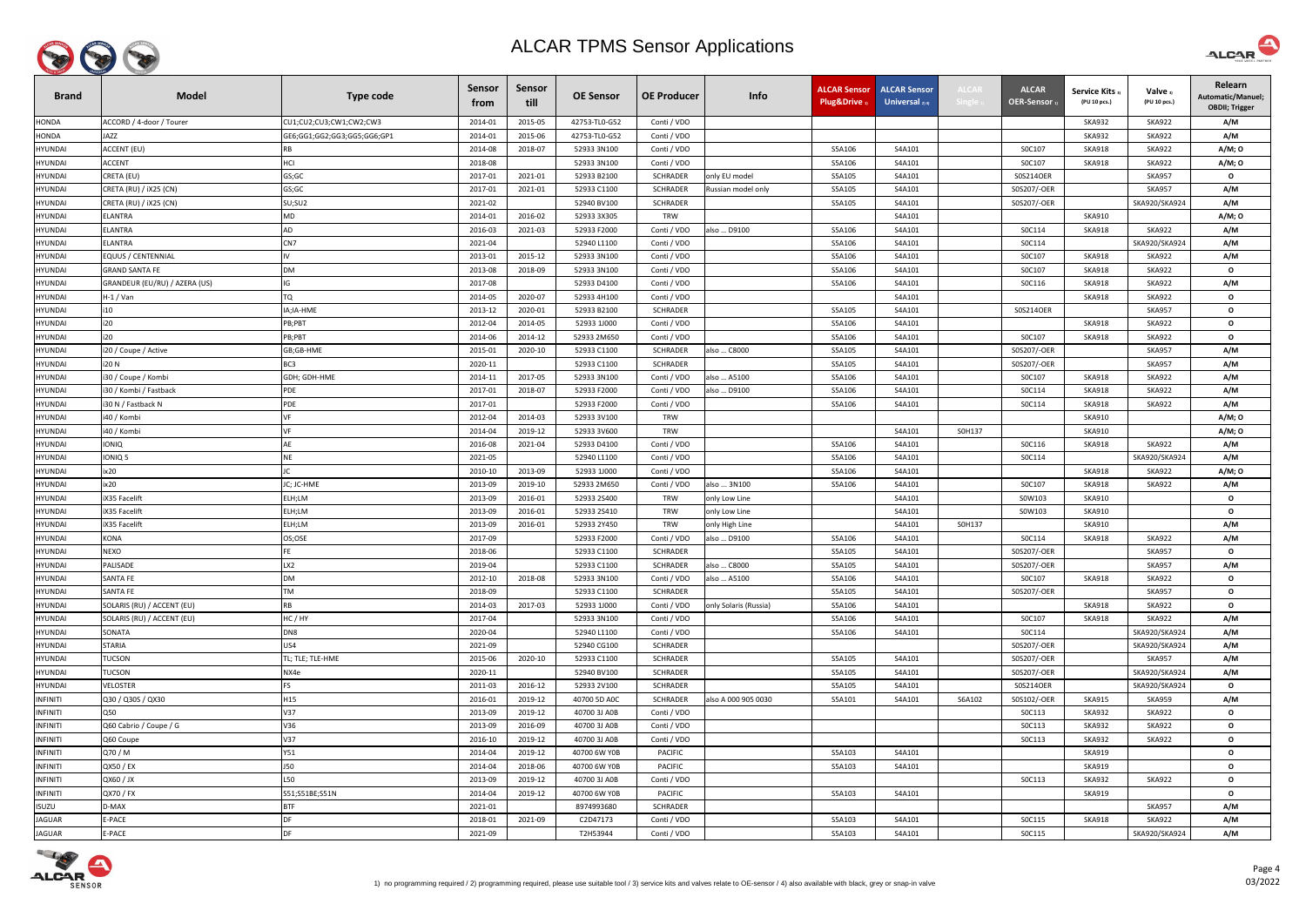# ALCAR TPMS Sensor Applications

| Brand | Model | Type code | Sensor from | Sensor till | OE Sensor | OE Producer | Info | ALCAR Sensor Plug&Drive 1) | ALCAR Sensor Universal 2) 4) | ALCAR Single 2) | ALCAR OER-Sensor 1) | Service Kits 3) (PU 10 pcs.) | Valve 3) (PU 10 pcs.) | Relearn Automatic/Manuel; OBDII; Trigger |
|---|---|---|---|---|---|---|---|---|---|---|---|---|---|---|
| HONDA | ACCORD / 4-door / Tourer | CU1;CU2;CU3;CW1;CW2;CW3 | 2014-01 | 2015-05 | 42753-TL0-G52 | Conti / VDO | | | | | | SKA932 | SKA922 | A/M |
| HONDA | JAZZ | GE6;GG1;GG2;GG3;GG5;GG6;GP1 | 2014-01 | 2015-06 | 42753-TL0-G52 | Conti / VDO | | | | | | SKA932 | SKA922 | A/M |
| HYUNDAI | ACCENT (EU) | RB | 2014-08 | 2018-07 | 52933 3N100 | Conti / VDO | | S5A106 | S4A101 | | S0C107 | SKA918 | SKA922 | A/M; O |
| HYUNDAI | ACCENT | HCI | 2018-08 | | 52933 3N100 | Conti / VDO | | S5A106 | S4A101 | | S0C107 | SKA918 | SKA922 | A/M; O |
| HYUNDAI | CRETA (EU) | GS;GC | 2017-01 | 2021-01 | 52933 B2100 | SCHRADER | only EU model | S5A105 | S4A101 | | S0S214OER | | SKA957 | O |
| HYUNDAI | CRETA (RU) / iX25 (CN) | GS;GC | 2017-01 | 2021-01 | 52933 C1100 | SCHRADER | Russian model only | S5A105 | S4A101 | | S0S207/-OER | | SKA957 | A/M |
| HYUNDAI | CRETA (RU) / iX25 (CN) | SU;SU2 | 2021-02 | | 52940 BV100 | SCHRADER | | S5A105 | S4A101 | | S0S207/-OER | | SKA920/SKA924 | A/M |
| HYUNDAI | ELANTRA | MD | 2014-01 | 2016-02 | 52933 3X305 | TRW | | | S4A101 | | | SKA910 | | A/M; O |
| HYUNDAI | ELANTRA | AD | 2016-03 | 2021-03 | 52933 F2000 | Conti / VDO | also ... D9100 | S5A106 | S4A101 | | S0C114 | SKA918 | SKA922 | A/M |
| HYUNDAI | ELANTRA | CN7 | 2021-04 | | 52940 L1100 | Conti / VDO | | S5A106 | S4A101 | | S0C114 | | SKA920/SKA924 | A/M |
| HYUNDAI | EQUUS / CENTENNIAL | IV | 2013-01 | 2015-12 | 52933 3N100 | Conti / VDO | | S5A106 | S4A101 | | S0C107 | SKA918 | SKA922 | A/M |
| HYUNDAI | GRAND SANTA FE | DM | 2013-08 | 2018-09 | 52933 3N100 | Conti / VDO | | S5A106 | S4A101 | | S0C107 | SKA918 | SKA922 | O |
| HYUNDAI | GRANDEUR (EU/RU) / AZERA (US) | IG | 2017-08 | | 52933 D4100 | Conti / VDO | | S5A106 | S4A101 | | S0C116 | SKA918 | SKA922 | A/M |
| HYUNDAI | H-1 / Van | TQ | 2014-05 | 2020-07 | 52933 4H100 | Conti / VDO | | | S4A101 | | | SKA918 | SKA922 | O |
| HYUNDAI | i10 | IA;IA-HME | 2013-12 | 2020-01 | 52933 B2100 | SCHRADER | | S5A105 | S4A101 | | S0S214OER | | SKA957 | O |
| HYUNDAI | i20 | PB;PBT | 2012-04 | 2014-05 | 52933 1J000 | Conti / VDO | | S5A106 | S4A101 | | | SKA918 | SKA922 | O |
| HYUNDAI | i20 | PB;PBT | 2014-06 | 2014-12 | 52933 2M650 | Conti / VDO | | S5A106 | S4A101 | | S0C107 | SKA918 | SKA922 | O |
| HYUNDAI | i20 / Coupe / Active | GB;GB-HME | 2015-01 | 2020-10 | 52933 C1100 | SCHRADER | also ... C8000 | S5A105 | S4A101 | | S0S207/-OER | | SKA957 | A/M |
| HYUNDAI | i20 N | BC3 | 2020-11 | | 52933 C1100 | SCHRADER | | S5A105 | S4A101 | | S0S207/-OER | | SKA957 | A/M |
| HYUNDAI | i30 / Coupe / Kombi | GDH; GDH-HME | 2014-11 | 2017-05 | 52933 3N100 | Conti / VDO | also ... A5100 | S5A106 | S4A101 | | S0C107 | SKA918 | SKA922 | A/M |
| HYUNDAI | i30 / Kombi / Fastback | PDE | 2017-01 | 2018-07 | 52933 F2000 | Conti / VDO | also ... D9100 | S5A106 | S4A101 | | S0C114 | SKA918 | SKA922 | A/M |
| HYUNDAI | i30 N / Fastback N | PDE | 2017-01 | | 52933 F2000 | Conti / VDO | | S5A106 | S4A101 | | S0C114 | SKA918 | SKA922 | A/M |
| HYUNDAI | i40 / Kombi | VF | 2012-04 | 2014-03 | 52933 3V100 | TRW | | | | | | SKA910 | | A/M; O |
| HYUNDAI | i40 / Kombi | VF | 2014-04 | 2019-12 | 52933 3V600 | TRW | | | S4A101 | S0H137 | | SKA910 | | A/M; O |
| HYUNDAI | IONIQ | AE | 2016-08 | 2021-04 | 52933 D4100 | Conti / VDO | | S5A106 | S4A101 | | S0C116 | SKA918 | SKA922 | A/M |
| HYUNDAI | IONIQ 5 | NE | 2021-05 | | 52940 L1100 | Conti / VDO | | S5A106 | S4A101 | | S0C114 | | SKA920/SKA924 | A/M |
| HYUNDAI | ix20 | JC | 2010-10 | 2013-09 | 52933 1J000 | Conti / VDO | | S5A106 | S4A101 | | | SKA918 | SKA922 | A/M; O |
| HYUNDAI | ix20 | JC; JC-HME | 2013-09 | 2019-10 | 52933 2M650 | Conti / VDO | also ... 3N100 | S5A106 | S4A101 | | S0C107 | SKA918 | SKA922 | A/M |
| HYUNDAI | iX35 Facelift | ELH;LM | 2013-09 | 2016-01 | 52933 2S400 | TRW | only Low Line | | S4A101 | | S0W103 | SKA910 | | O |
| HYUNDAI | iX35 Facelift | ELH;LM | 2013-09 | 2016-01 | 52933 2S410 | TRW | only Low Line | | S4A101 | | S0W103 | SKA910 | | O |
| HYUNDAI | iX35 Facelift | ELH;LM | 2013-09 | 2016-01 | 52933 2Y450 | TRW | only High Line | | S4A101 | S0H137 | | SKA910 | | A/M |
| HYUNDAI | KONA | OS;OSE | 2017-09 | | 52933 F2000 | Conti / VDO | also ... D9100 | S5A106 | S4A101 | | S0C114 | SKA918 | SKA922 | A/M |
| HYUNDAI | NEXO | FE | 2018-06 | | 52933 C1100 | SCHRADER | | S5A105 | S4A101 | | S0S207/-OER | | SKA957 | O |
| HYUNDAI | PALISADE | LX2 | 2019-04 | | 52933 C1100 | SCHRADER | also ... C8000 | S5A105 | S4A101 | | S0S207/-OER | | SKA957 | A/M |
| HYUNDAI | SANTA FE | DM | 2012-10 | 2018-08 | 52933 3N100 | Conti / VDO | also ... A5100 | S5A106 | S4A101 | | S0C107 | SKA918 | SKA922 | O |
| HYUNDAI | SANTA FE | TM | 2018-09 | | 52933 C1100 | SCHRADER | | S5A105 | S4A101 | | S0S207/-OER | | SKA957 | O |
| HYUNDAI | SOLARIS (RU) / ACCENT (EU) | RB | 2014-03 | 2017-03 | 52933 1J000 | Conti / VDO | only Solaris (Russia) | S5A106 | S4A101 | | | SKA918 | SKA922 | O |
| HYUNDAI | SOLARIS (RU) / ACCENT (EU) | HC / HY | 2017-04 | | 52933 3N100 | Conti / VDO | | S5A106 | S4A101 | | S0C107 | SKA918 | SKA922 | A/M |
| HYUNDAI | SONATA | DN8 | 2020-04 | | 52940 L1100 | Conti / VDO | | S5A106 | S4A101 | | S0C114 | | SKA920/SKA924 | A/M |
| HYUNDAI | STARIA | US4 | 2021-09 | | 52940 CG100 | SCHRADER | | | | | S0S207/-OER | | SKA920/SKA924 | A/M |
| HYUNDAI | TUCSON | TL; TLE; TLE-HME | 2015-06 | 2020-10 | 52933 C1100 | SCHRADER | | S5A105 | S4A101 | | S0S207/-OER | | SKA957 | A/M |
| HYUNDAI | TUCSON | NX4e | 2020-11 | | 52940 BV100 | SCHRADER | | S5A105 | S4A101 | | S0S207/-OER | | SKA920/SKA924 | A/M |
| HYUNDAI | VELOSTER | FS | 2011-03 | 2016-12 | 52933 2V100 | SCHRADER | | S5A105 | S4A101 | | S0S214OER | | SKA920/SKA924 | O |
| INFINITI | Q30 / Q30S / QX30 | H15 | 2016-01 | 2019-12 | 40700 5D A0C | SCHRADER | also A 000 905 0030 | S5A101 | S4A101 | S6A102 | S0S102/-OER | SKA915 | SKA959 | A/M |
| INFINITI | Q50 | V37 | 2013-09 | 2019-12 | 40700 3J A0B | Conti / VDO | | | | | S0C113 | SKA932 | SKA922 | O |
| INFINITI | Q60 Cabrio / Coupe / G | V36 | 2013-09 | 2016-09 | 40700 3J A0B | Conti / VDO | | | | | S0C113 | SKA932 | SKA922 | O |
| INFINITI | Q60 Coupe | V37 | 2016-10 | 2019-12 | 40700 3J A0B | Conti / VDO | | | | | S0C113 | SKA932 | SKA922 | O |
| INFINITI | Q70 / M | Y51 | 2014-04 | 2019-12 | 40700 6W Y0B | PACIFIC | | S5A103 | S4A101 | | | SKA919 | | O |
| INFINITI | QX50 / EX | J50 | 2014-04 | 2018-06 | 40700 6W Y0B | PACIFIC | | S5A103 | S4A101 | | | SKA919 | | O |
| INFINITI | QX60 / JX | L50 | 2013-09 | 2019-12 | 40700 3J A0B | Conti / VDO | | | | | S0C113 | SKA932 | SKA922 | O |
| INFINITI | QX70 / FX | S51;S51BE;S51N | 2014-04 | 2019-12 | 40700 6W Y0B | PACIFIC | | S5A103 | S4A101 | | | SKA919 | | O |
| ISUZU | D-MAX | BTF | 2021-01 | | 8974993680 | SCHRADER | | | | | | | SKA957 | A/M |
| JAGUAR | E-PACE | DF | 2018-01 | 2021-09 | C2D47173 | Conti / VDO | | S5A103 | S4A101 | | S0C115 | SKA918 | SKA922 | A/M |
| JAGUAR | E-PACE | DF | 2021-09 | | T2H53944 | Conti / VDO | | S5A103 | S4A101 | | S0C115 | | SKA920/SKA924 | A/M |

1) no programming required / 2) programming required, please use suitable tool / 3) service kits and valves relate to OE-sensor / 4) also available with black, grey or snap-in valve

03/2022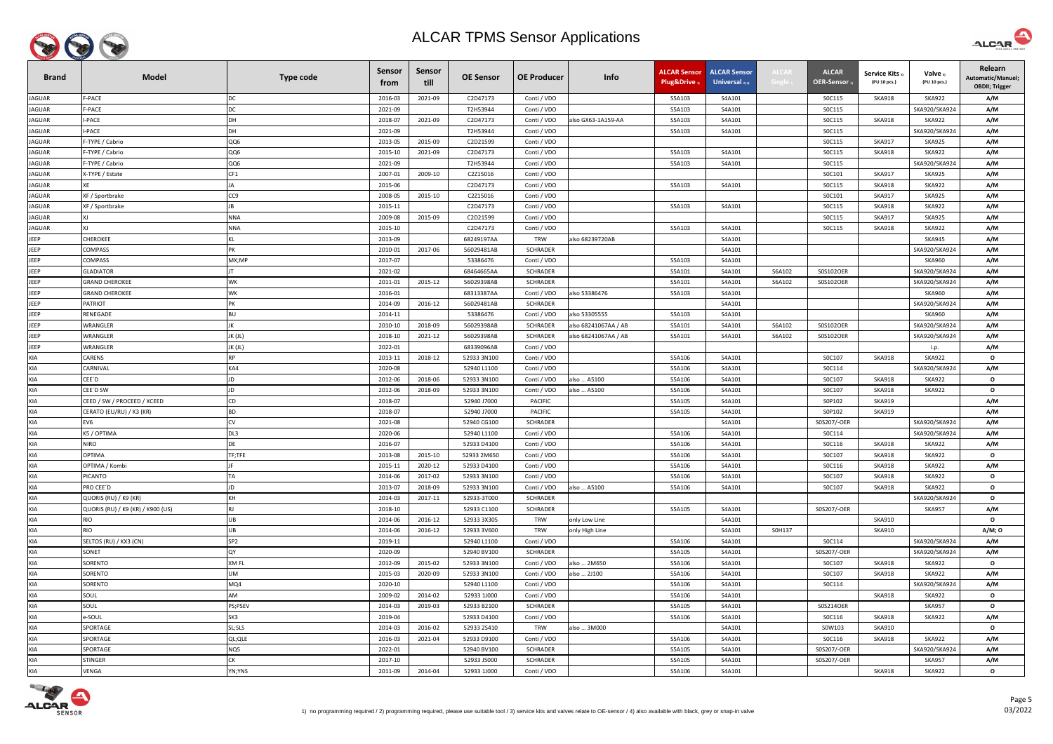# ALCAR TPMS Sensor Applications

| Brand | Model | Type code | Sensor from | Sensor till | OE Sensor | OE Producer | Info | ALCAR Sensor Plug&Drive 1) | ALCAR Sensor Universal 2) 4) | ALCAR Single 1) | ALCAR OER-Sensor 1) | Service Kits 3) (PU 10 pcs.) | Valve 3) (PU 10 pcs.) | Relearn Automatic/Manuel; OBDII; Trigger |
|---|---|---|---|---|---|---|---|---|---|---|---|---|---|---|
| JAGUAR | F-PACE | DC | 2016-03 | 2021-09 | C2D47173 | Conti / VDO | | S5A103 | S4A101 | | S0C115 | SKA918 | SKA922 | A/M |
| JAGUAR | F-PACE | DC | 2021-09 | | T2H53944 | Conti / VDO | | S5A103 | S4A101 | | S0C115 | | SKA920/SKA924 | A/M |
| JAGUAR | I-PACE | DH | 2018-07 | 2021-09 | C2D47173 | Conti / VDO | also GX63-1A159-AA | S5A103 | S4A101 | | S0C115 | SKA918 | SKA922 | A/M |
| JAGUAR | I-PACE | DH | 2021-09 | | T2H53944 | Conti / VDO | | S5A103 | S4A101 | | S0C115 | | SKA920/SKA924 | A/M |
| JAGUAR | F-TYPE / Cabrio | QQ6 | 2013-05 | 2015-09 | C2D21599 | Conti / VDO | | | | | S0C115 | SKA917 | SKA925 | A/M |
| JAGUAR | F-TYPE / Cabrio | QQ6 | 2015-10 | 2021-09 | C2D47173 | Conti / VDO | | S5A103 | S4A101 | | S0C115 | SKA918 | SKA922 | A/M |
| JAGUAR | F-TYPE / Cabrio | QQ6 | 2021-09 | | T2H53944 | Conti / VDO | | S5A103 | S4A101 | | S0C115 | | SKA920/SKA924 | A/M |
| JAGUAR | X-TYPE / Estate | CF1 | 2007-01 | 2009-10 | C2Z15016 | Conti / VDO | | | | | S0C101 | SKA917 | SKA925 | A/M |
| JAGUAR | XE | JA | 2015-06 | | C2D47173 | Conti / VDO | | S5A103 | S4A101 | | S0C115 | SKA918 | SKA922 | A/M |
| JAGUAR | XF / Sportbrake | CC9 | 2008-05 | 2015-10 | C2Z15016 | Conti / VDO | | | | | S0C101 | SKA917 | SKA925 | A/M |
| JAGUAR | XF / Sportbrake | JB | 2015-11 | | C2D47173 | Conti / VDO | | S5A103 | S4A101 | | S0C115 | SKA918 | SKA922 | A/M |
| JAGUAR | XJ | NNA | 2009-08 | 2015-09 | C2D21599 | Conti / VDO | | | | | S0C115 | SKA917 | SKA925 | A/M |
| JAGUAR | XJ | NNA | 2015-10 | | C2D47173 | Conti / VDO | | S5A103 | S4A101 | | S0C115 | SKA918 | SKA922 | A/M |
| JEEP | CHEROKEE | KL | 2013-09 | | 68249197AA | TRW | also 68239720AB | | S4A101 | | | | SKA945 | A/M |
| JEEP | COMPASS | PK | 2010-01 | 2017-06 | 56029481AB | SCHRADER | | | S4A101 | | | | SKA920/SKA924 | A/M |
| JEEP | COMPASS | MX;MP | 2017-07 | | 53386476 | Conti / VDO | | S5A103 | S4A101 | | | | SKA960 | A/M |
| JEEP | GLADIATOR | JT | 2021-02 | | 68464665AA | SCHRADER | | S5A101 | S4A101 | S6A102 | S0S102OER | | SKA920/SKA924 | A/M |
| JEEP | GRAND CHEROKEE | WK | 2011-01 | 2015-12 | 56029398AB | SCHRADER | | S5A101 | S4A101 | S6A102 | S0S102OER | | SKA920/SKA924 | A/M |
| JEEP | GRAND CHEROKEE | WK | 2016-01 | | 68313387AA | Conti / VDO | also 53386476 | S5A103 | S4A101 | | | | SKA960 | A/M |
| JEEP | PATRIOT | PK | 2014-09 | 2016-12 | 56029481AB | SCHRADER | | | S4A101 | | | | SKA920/SKA924 | A/M |
| JEEP | RENEGADE | BU | 2014-11 | | 53386476 | Conti / VDO | also 53305555 | S5A103 | S4A101 | | | | SKA960 | A/M |
| JEEP | WRANGLER | JK | 2010-10 | 2018-09 | 56029398AB | SCHRADER | also 68241067AA / AB | S5A101 | S4A101 | S6A102 | S0S102OER | | SKA920/SKA924 | A/M |
| JEEP | WRANGLER | JK (JL) | 2018-10 | 2021-12 | 56029398AB | SCHRADER | also 68241067AA / AB | S5A101 | S4A101 | S6A102 | S0S102OER | | SKA920/SKA924 | A/M |
| JEEP | WRANGLER | JK (JL) | 2022-01 | | 68339096AB | Conti / VDO | | | | | | | i.p. | A/M |
| KIA | CARENS | RP | 2013-11 | 2018-12 | 52933 3N100 | Conti / VDO | | S5A106 | S4A101 | | S0C107 | SKA918 | SKA922 | O |
| KIA | CARNIVAL | KA4 | 2020-08 | | 52940 L1100 | Conti / VDO | | S5A106 | S4A101 | | S0C114 | | SKA920/SKA924 | A/M |
| KIA | CEE´D | JD | 2012-06 | 2018-06 | 52933 3N100 | Conti / VDO | also ... A5100 | S5A106 | S4A101 | | S0C107 | SKA918 | SKA922 | O |
| KIA | CEE´D SW | JD | 2012-06 | 2018-09 | 52933 3N100 | Conti / VDO | also ... A5100 | S5A106 | S4A101 | | S0C107 | SKA918 | SKA922 | O |
| KIA | CEED / SW / PROCEED / XCEED | CD | 2018-07 | | 52940 J7000 | PACIFIC | | S5A105 | S4A101 | | S0P102 | SKA919 | | A/M |
| KIA | CERATO (EU/RU) / K3 (KR) | BD | 2018-07 | | 52940 J7000 | PACIFIC | | S5A105 | S4A101 | | S0P102 | SKA919 | | A/M |
| KIA | EV6 | CV | 2021-08 | | 52940 CG100 | SCHRADER | | | S4A101 | | S0S207/-OER | | SKA920/SKA924 | A/M |
| KIA | K5 / OPTIMA | DL3 | 2020-06 | | 52940 L1100 | Conti / VDO | | S5A106 | S4A101 | | S0C114 | | SKA920/SKA924 | A/M |
| KIA | NIRO | DE | 2016-07 | | 52933 D4100 | Conti / VDO | | S5A106 | S4A101 | | S0C116 | SKA918 | SKA922 | A/M |
| KIA | OPTIMA | TF;TFE | 2013-08 | 2015-10 | 52933 2M650 | Conti / VDO | | S5A106 | S4A101 | | S0C107 | SKA918 | SKA922 | O |
| KIA | OPTIMA / Kombi | JF | 2015-11 | 2020-12 | 52933 D4100 | Conti / VDO | | S5A106 | S4A101 | | S0C116 | SKA918 | SKA922 | A/M |
| KIA | PICANTO | TA | 2014-06 | 2017-02 | 52933 3N100 | Conti / VDO | | S5A106 | S4A101 | | S0C107 | SKA918 | SKA922 | O |
| KIA | PRO CEE´D | JD | 2013-07 | 2018-09 | 52933 3N100 | Conti / VDO | also ... A5100 | S5A106 | S4A101 | | S0C107 | SKA918 | SKA922 | O |
| KIA | QUORIS (RU) / K9 (KR) | KH | 2014-03 | 2017-11 | 52933-3T000 | SCHRADER | | | | | | | SKA920/SKA924 | O |
| KIA | QUORIS (RU) / K9 (KR) / K900 (US) | RJ | 2018-10 | | 52933 C1100 | SCHRADER | | S5A105 | S4A101 | | S0S207/-OER | | SKA957 | A/M |
| KIA | RIO | UB | 2014-06 | 2016-12 | 52933 3X305 | TRW | only Low Line | | S4A101 | | | SKA910 | | O |
| KIA | RIO | UB | 2014-06 | 2016-12 | 52933 3V600 | TRW | only High Line | | S4A101 | S0H137 | | SKA910 | | A/M; O |
| KIA | SELTOS (RU) / KX3 (CN) | SP2 | 2019-11 | | 52940 L1100 | Conti / VDO | | S5A106 | S4A101 | | S0C114 | | SKA920/SKA924 | A/M |
| KIA | SONET | QY | 2020-09 | | 52940 BV100 | SCHRADER | | S5A105 | S4A101 | | S0S207/-OER | | SKA920/SKA924 | A/M |
| KIA | SORENTO | XM FL | 2012-09 | 2015-02 | 52933 3N100 | Conti / VDO | also ... 2M650 | S5A106 | S4A101 | | S0C107 | SKA918 | SKA922 | O |
| KIA | SORENTO | UM | 2015-03 | 2020-09 | 52933 3N100 | Conti / VDO | also ... 2J100 | S5A106 | S4A101 | | S0C107 | SKA918 | SKA922 | A/M |
| KIA | SORENTO | MQ4 | 2020-10 | | 52940 L1100 | Conti / VDO | | S5A106 | S4A101 | | S0C114 | | SKA920/SKA924 | A/M |
| KIA | SOUL | AM | 2009-02 | 2014-02 | 52933 1J000 | Conti / VDO | | S5A106 | S4A101 | | | SKA918 | SKA922 | O |
| KIA | SOUL | PS;PSEV | 2014-03 | 2019-03 | 52933 B2100 | SCHRADER | | S5A105 | S4A101 | | S0S214OER | | SKA957 | O |
| KIA | e-SOUL | SK3 | 2019-04 | | 52933 D4100 | Conti / VDO | | S5A106 | S4A101 | | S0C116 | SKA918 | SKA922 | A/M |
| KIA | SPORTAGE | SL;SLS | 2014-03 | 2016-02 | 52933 2S410 | TRW | also ... 3M000 | | S4A101 | | S0W103 | SKA910 | | O |
| KIA | SPORTAGE | QL;QLE | 2016-03 | 2021-04 | 52933 D9100 | Conti / VDO | | S5A106 | S4A101 | | S0C116 | SKA918 | SKA922 | A/M |
| KIA | SPORTAGE | NQ5 | 2022-01 | | 52940 BV100 | SCHRADER | | S5A105 | S4A101 | | S0S207/-OER | | SKA920/SKA924 | A/M |
| KIA | STINGER | CK | 2017-10 | | 52933 J5000 | SCHRADER | | S5A105 | S4A101 | | S0S207/-OER | | SKA957 | A/M |
| KIA | VENGA | YN;YNS | 2011-09 | 2014-04 | 52933 1J000 | Conti / VDO | | S5A106 | S4A101 | | | SKA918 | SKA922 | O |

1) no programming required / 2) programming required, please use suitable tool / 3) service kits and valves relate to OE-sensor / 4) also available with black, grey or snap-in valve

03/2022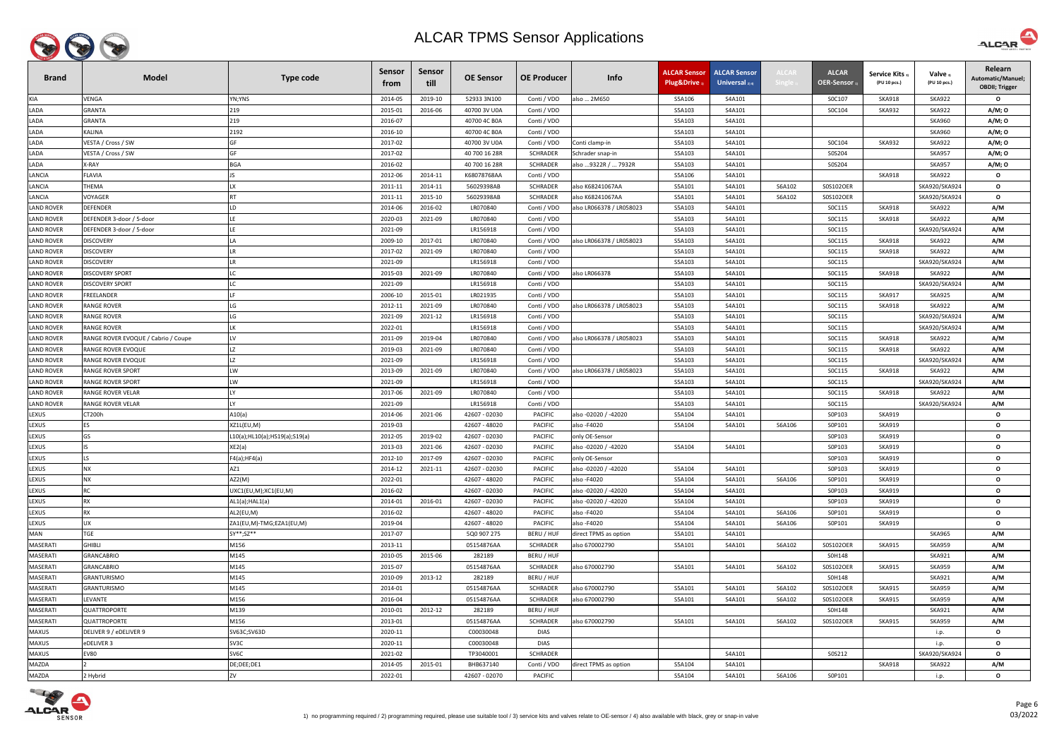# ALCAR TPMS Sensor Applications

| Brand | Model | Type code | Sensor from | Sensor till | OE Sensor | OE Producer | Info | ALCAR Sensor Plug&Drive 1) | ALCAR Sensor Universal 2) 4) | ALCAR Single 2) | ALCAR OER-Sensor 1) | Service Kits 3) (PU 10 pcs.) | Valve 3) (PU 10 pcs.) | Relearn Automatic/Manuel; OBDII; Trigger |
|---|---|---|---|---|---|---|---|---|---|---|---|---|---|---|
| KIA | VENGA | YN;YNS | 2014-05 | 2019-10 | 52933 3N100 | Conti / VDO | also ... 2M650 | S5A106 | S4A101 | | S0C107 | SKA918 | SKA922 | O |
| LADA | GRANTA | 219 | 2015-01 | 2016-06 | 40700 3V U0A | Conti / VDO | | S5A103 | S4A101 | | S0C104 | SKA932 | SKA922 | A/M; O |
| LADA | GRANTA | 219 | 2016-07 | | 40700 4C B0A | Conti / VDO | | S5A103 | S4A101 | | | | SKA960 | A/M; O |
| LADA | KALINA | 2192 | 2016-10 | | 40700 4C B0A | Conti / VDO | | S5A103 | S4A101 | | | | SKA960 | A/M; O |
| LADA | VESTA / Cross / SW | GF | 2017-02 | | 40700 3V U0A | Conti / VDO | Conti clamp-in | S5A103 | S4A101 | | S0C104 | SKA932 | SKA922 | A/M; O |
| LADA | VESTA / Cross / SW | GF | 2017-02 | | 40 700 16 28R | SCHRADER | Schrader snap-in | S5A103 | S4A101 | | S0S204 | | SKA957 | A/M; O |
| LADA | X-RAY | BGA | 2016-02 | | 40 700 16 28R | SCHRADER | also ...9322R / ... 7932R | S5A103 | S4A101 | | S0S204 | | SKA957 | A/M; O |
| LANCIA | FLAVIA | JS | 2012-06 | 2014-11 | K68078768AA | Conti / VDO | | S5A106 | S4A101 | | | SKA918 | SKA922 | O |
| LANCIA | THEMA | LX | 2011-11 | 2014-11 | 56029398AB | SCHRADER | also K68241067AA | S5A101 | S4A101 | S6A102 | S0S102OER | | SKA920/SKA924 | O |
| LANCIA | VOYAGER | RT | 2011-11 | 2015-10 | 56029398AB | SCHRADER | also K68241067AA | S5A101 | S4A101 | S6A102 | S0S102OER | | SKA920/SKA924 | O |
| LAND ROVER | DEFENDER | LD | 2014-06 | 2016-02 | LR070840 | Conti / VDO | also LR066378 / LR058023 | S5A103 | S4A101 | | S0C115 | SKA918 | SKA922 | A/M |
| LAND ROVER | DEFENDER 3-door / 5-door | LE | 2020-03 | 2021-09 | LR070840 | Conti / VDO | | S5A103 | S4A101 | | S0C115 | SKA918 | SKA922 | A/M |
| LAND ROVER | DEFENDER 3-door / 5-door | LE | 2021-09 | | LR156918 | Conti / VDO | | S5A103 | S4A101 | | S0C115 | | SKA920/SKA924 | A/M |
| LAND ROVER | DISCOVERY | LA | 2009-10 | 2017-01 | LR070840 | Conti / VDO | also LR066378 / LR058023 | S5A103 | S4A101 | | S0C115 | SKA918 | SKA922 | A/M |
| LAND ROVER | DISCOVERY | LR | 2017-02 | 2021-09 | LR070840 | Conti / VDO | | S5A103 | S4A101 | | S0C115 | SKA918 | SKA922 | A/M |
| LAND ROVER | DISCOVERY | LR | 2021-09 | | LR156918 | Conti / VDO | | S5A103 | S4A101 | | S0C115 | | SKA920/SKA924 | A/M |
| LAND ROVER | DISCOVERY SPORT | LC | 2015-03 | 2021-09 | LR070840 | Conti / VDO | also LR066378 | S5A103 | S4A101 | | S0C115 | SKA918 | SKA922 | A/M |
| LAND ROVER | DISCOVERY SPORT | LC | 2021-09 | | LR156918 | Conti / VDO | | S5A103 | S4A101 | | S0C115 | | SKA920/SKA924 | A/M |
| LAND ROVER | FREELANDER | LF | 2006-10 | 2015-01 | LR021935 | Conti / VDO | | S5A103 | S4A101 | | S0C115 | SKA917 | SKA925 | A/M |
| LAND ROVER | RANGE ROVER | LG | 2012-11 | 2021-09 | LR070840 | Conti / VDO | also LR066378 / LR058023 | S5A103 | S4A101 | | S0C115 | SKA918 | SKA922 | A/M |
| LAND ROVER | RANGE ROVER | LG | 2021-09 | 2021-12 | LR156918 | Conti / VDO | | S5A103 | S4A101 | | S0C115 | | SKA920/SKA924 | A/M |
| LAND ROVER | RANGE ROVER | LK | 2022-01 | | LR156918 | Conti / VDO | | S5A103 | S4A101 | | S0C115 | | SKA920/SKA924 | A/M |
| LAND ROVER | RANGE ROVER EVOQUE / Cabrio / Coupe | LV | 2011-09 | 2019-04 | LR070840 | Conti / VDO | also LR066378 / LR058023 | S5A103 | S4A101 | | S0C115 | SKA918 | SKA922 | A/M |
| LAND ROVER | RANGE ROVER EVOQUE | LZ | 2019-03 | 2021-09 | LR070840 | Conti / VDO | | S5A103 | S4A101 | | S0C115 | SKA918 | SKA922 | A/M |
| LAND ROVER | RANGE ROVER EVOQUE | LZ | 2021-09 | | LR156918 | Conti / VDO | | S5A103 | S4A101 | | S0C115 | | SKA920/SKA924 | A/M |
| LAND ROVER | RANGE ROVER SPORT | LW | 2013-09 | 2021-09 | LR070840 | Conti / VDO | also LR066378 / LR058023 | S5A103 | S4A101 | | S0C115 | SKA918 | SKA922 | A/M |
| LAND ROVER | RANGE ROVER SPORT | LW | 2021-09 | | LR156918 | Conti / VDO | | S5A103 | S4A101 | | S0C115 | | SKA920/SKA924 | A/M |
| LAND ROVER | RANGE ROVER VELAR | LY | 2017-06 | 2021-09 | LR070840 | Conti / VDO | | S5A103 | S4A101 | | S0C115 | SKA918 | SKA922 | A/M |
| LAND ROVER | RANGE ROVER VELAR | LY | 2021-09 | | LR156918 | Conti / VDO | | S5A103 | S4A101 | | S0C115 | | SKA920/SKA924 | A/M |
| LEXUS | CT200h | A10(a) | 2014-06 | 2021-06 | 42607 - 02030 | PACIFIC | also -02020 / -42020 | S5A104 | S4A101 | | S0P103 | SKA919 | | O |
| LEXUS | ES | XZ1L(EU,M) | 2019-03 | | 42607 - 48020 | PACIFIC | also -F4020 | S5A104 | S4A101 | S6A106 | S0P101 | SKA919 | | O |
| LEXUS | GS | L10(a);HL10(a);HS19(a);S19(a) | 2012-05 | 2019-02 | 42607 - 02030 | PACIFIC | only OE-Sensor | | | | S0P103 | SKA919 | | O |
| LEXUS | IS | XE2(a) | 2013-03 | 2021-06 | 42607 - 02030 | PACIFIC | also -02020 / -42020 | S5A104 | S4A101 | | S0P103 | SKA919 | | O |
| LEXUS | LS | F4(a);HF4(a) | 2012-10 | 2017-09 | 42607 - 02030 | PACIFIC | only OE-Sensor | | | | S0P103 | SKA919 | | O |
| LEXUS | NX | AZ1 | 2014-12 | 2021-11 | 42607 - 02030 | PACIFIC | also -02020 / -42020 | S5A104 | S4A101 | | S0P103 | SKA919 | | O |
| LEXUS | NX | AZ2(M) | 2022-01 | | 42607 - 48020 | PACIFIC | also -F4020 | S5A104 | S4A101 | S6A106 | S0P101 | SKA919 | | O |
| LEXUS | RC | UXC1(EU,M);XC1(EU,M) | 2016-02 | | 42607 - 02030 | PACIFIC | also -02020 / -42020 | S5A104 | S4A101 | | S0P103 | SKA919 | | O |
| LEXUS | RX | AL1(a);HAL1(a) | 2014-01 | 2016-01 | 42607 - 02030 | PACIFIC | also -02020 / -42020 | S5A104 | S4A101 | | S0P103 | SKA919 | | O |
| LEXUS | RX | AL2(EU,M) | 2016-02 | | 42607 - 48020 | PACIFIC | also -F4020 | S5A104 | S4A101 | S6A106 | S0P101 | SKA919 | | O |
| LEXUS | UX | ZA1(EU,M)-TMG;EZA1(EU,M) | 2019-04 | | 42607 - 48020 | PACIFIC | also -F4020 | S5A104 | S4A101 | S6A106 | S0P101 | SKA919 | | O |
| MAN | TGE | SY**;SZ** | 2017-07 | | 5Q0 907 275 | BERU / HUF | direct TPMS as option | S5A101 | S4A101 | | | | SKA965 | A/M |
| MASERATI | GHIBLI | M156 | 2013-11 | | 05154876AA | SCHRADER | also 670002790 | S5A101 | S4A101 | S6A102 | S0S102OER | SKA915 | SKA959 | A/M |
| MASERATI | GRANCABRIO | M145 | 2010-05 | 2015-06 | 282189 | BERU / HUF | | | | | S0H148 | | SKA921 | A/M |
| MASERATI | GRANCABRIO | M145 | 2015-07 | | 05154876AA | SCHRADER | also 670002790 | S5A101 | S4A101 | S6A102 | S0S102OER | SKA915 | SKA959 | A/M |
| MASERATI | GRANTURISMO | M145 | 2010-09 | 2013-12 | 282189 | BERU / HUF | | | | | S0H148 | | SKA921 | A/M |
| MASERATI | GRANTURISMO | M145 | 2014-01 | | 05154876AA | SCHRADER | also 670002790 | S5A101 | S4A101 | S6A102 | S0S102OER | SKA915 | SKA959 | A/M |
| MASERATI | LEVANTE | M156 | 2016-04 | | 05154876AA | SCHRADER | also 670002790 | S5A101 | S4A101 | S6A102 | S0S102OER | SKA915 | SKA959 | A/M |
| MASERATI | QUATTROPORTE | M139 | 2010-01 | 2012-12 | 282189 | BERU / HUF | | | | | S0H148 | | SKA921 | A/M |
| MASERATI | QUATTROPORTE | M156 | 2013-01 | | 05154876AA | SCHRADER | also 670002790 | S5A101 | S4A101 | S6A102 | S0S102OER | SKA915 | SKA959 | A/M |
| MAXUS | DELIVER 9 / eDELIVER 9 | SV63C;SV63D | 2020-11 | | C00030048 | DIAS | | | | | | | i.p. | O |
| MAXUS | eDELIVER 3 | SV3C | 2020-11 | | C00030048 | DIAS | | | | | | | i.p. | O |
| MAXUS | EV80 | SV6C | 2021-02 | | TP3040001 | SCHRADER | | | S4A101 | | S0S212 | | SKA920/SKA924 | O |
| MAZDA | 2 | DE;DEE;DE1 | 2014-05 | 2015-01 | BHB637140 | Conti / VDO | direct TPMS as option | S5A104 | S4A101 | | | SKA918 | SKA922 | A/M |
| MAZDA | 2 Hybrid | ZV | 2022-01 | | 42607 - 02070 | PACIFIC | | S5A104 | S4A101 | S6A106 | S0P101 | | i.p. | O |

1) no programming required / 2) programming required, please use suitable tool / 3) service kits and valves relate to OE-sensor / 4) also available with black, grey or snap-in valve

03/2022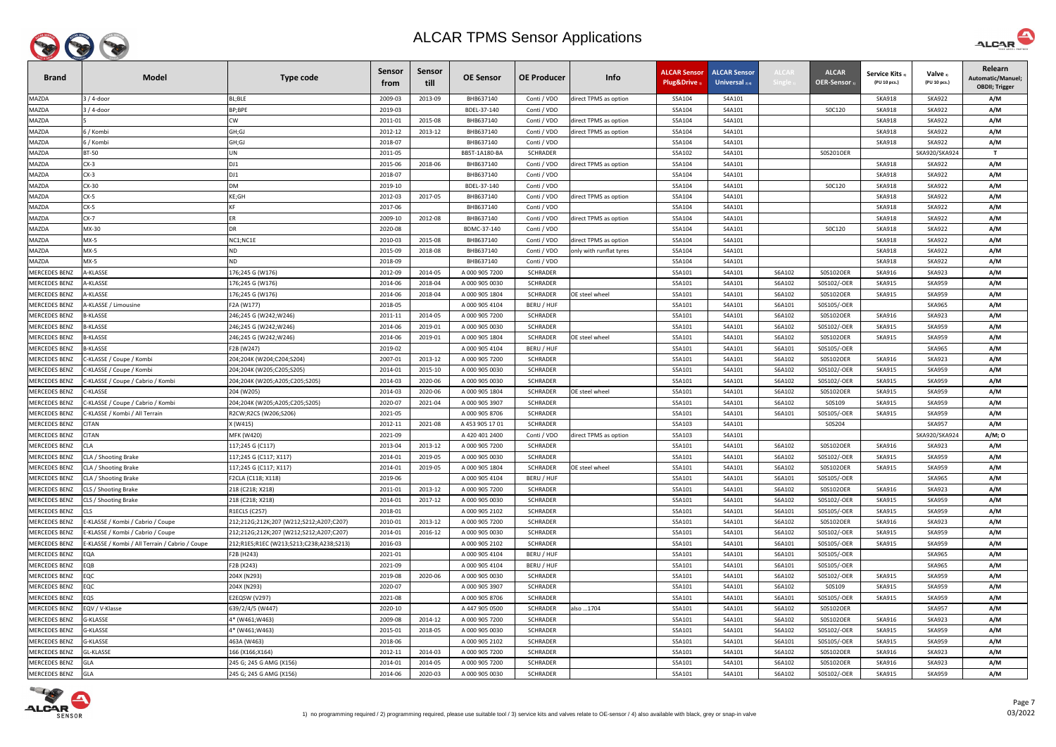# ALCAR TPMS Sensor Applications

| Brand | Model | Type code | Sensor from | Sensor till | OE Sensor | OE Producer | Info | ALCAR Sensor Plug&Drive 1) | ALCAR Sensor Universal 2) 4) | ALCAR Single 1) | ALCAR OER-Sensor 1) | Service Kits 3) (PU 10 pcs.) | Valve 3) (PU 10 pcs.) | Relearn Automatic/Manuel; OBDII; Trigger |
|---|---|---|---|---|---|---|---|---|---|---|---|---|---|---|
| MAZDA | 3 / 4-door | BL;BLE | 2009-03 | 2013-09 | BHB637140 | Conti / VDO | direct TPMS as option | S5A104 | S4A101 | | | SKA918 | SKA922 | A/M |
| MAZDA | 3 / 4-door | BP;BPE | 2019-03 | | BDEL-37-140 | Conti / VDO | | S5A104 | S4A101 | | S0C120 | SKA918 | SKA922 | A/M |
| MAZDA | 5 | CW | 2011-01 | 2015-08 | BHB637140 | Conti / VDO | direct TPMS as option | S5A104 | S4A101 | | | SKA918 | SKA922 | A/M |
| MAZDA | 6 / Kombi | GH;GJ | 2012-12 | 2013-12 | BHB637140 | Conti / VDO | direct TPMS as option | S5A104 | S4A101 | | | SKA918 | SKA922 | A/M |
| MAZDA | 6 / Kombi | GH;GJ | 2018-07 | | BHB637140 | Conti / VDO | | S5A104 | S4A101 | | | SKA918 | SKA922 | A/M |
| MAZDA | BT-50 | UN | 2011-05 | | BB5T-1A180-BA | SCHRADER | | S5A102 | S4A101 | | S0S201OER | | SKA920/SKA924 | T |
| MAZDA | CX-3 | DJ1 | 2015-06 | 2018-06 | BHB637140 | Conti / VDO | direct TPMS as option | S5A104 | S4A101 | | | SKA918 | SKA922 | A/M |
| MAZDA | CX-3 | DJ1 | 2018-07 | | BHB637140 | Conti / VDO | | S5A104 | S4A101 | | | SKA918 | SKA922 | A/M |
| MAZDA | CX-30 | DM | 2019-10 | | BDEL-37-140 | Conti / VDO | | S5A104 | S4A101 | | S0C120 | SKA918 | SKA922 | A/M |
| MAZDA | CX-5 | KE;GH | 2012-03 | 2017-05 | BHB637140 | Conti / VDO | direct TPMS as option | S5A104 | S4A101 | | | SKA918 | SKA922 | A/M |
| MAZDA | CX-5 | KF | 2017-06 | | BHB637140 | Conti / VDO | | S5A104 | S4A101 | | | SKA918 | SKA922 | A/M |
| MAZDA | CX-7 | ER | 2009-10 | 2012-08 | BHB637140 | Conti / VDO | direct TPMS as option | S5A104 | S4A101 | | | SKA918 | SKA922 | A/M |
| MAZDA | MX-30 | DR | 2020-08 | | BDMC-37-140 | Conti / VDO | | S5A104 | S4A101 | | S0C120 | SKA918 | SKA922 | A/M |
| MAZDA | MX-5 | NC1;NC1E | 2010-03 | 2015-08 | BHB637140 | Conti / VDO | direct TPMS as option | S5A104 | S4A101 | | | SKA918 | SKA922 | A/M |
| MAZDA | MX-5 | ND | 2015-09 | 2018-08 | BHB637140 | Conti / VDO | only with runflat tyres | S5A104 | S4A101 | | | SKA918 | SKA922 | A/M |
| MAZDA | MX-5 | ND | 2018-09 | | BHB637140 | Conti / VDO | | S5A104 | S4A101 | | | SKA918 | SKA922 | A/M |
| MERCEDES BENZ | A-KLASSE | 176;245 G (W176) | 2012-09 | 2014-05 | A 000 905 7200 | SCHRADER | | S5A101 | S4A101 | S6A102 | S0S102OER | SKA916 | SKA923 | A/M |
| MERCEDES BENZ | A-KLASSE | 176;245 G (W176) | 2014-06 | 2018-04 | A 000 905 0030 | SCHRADER | | S5A101 | S4A101 | S6A102 | S0S102/-OER | SKA915 | SKA959 | A/M |
| MERCEDES BENZ | A-KLASSE | 176;245 G (W176) | 2014-06 | 2018-04 | A 000 905 1804 | SCHRADER | OE steel wheel | S5A101 | S4A101 | S6A102 | S0S102OER | SKA915 | SKA959 | A/M |
| MERCEDES BENZ | A-KLASSE / Limousine | F2A (W177) | 2018-05 | | A 000 905 4104 | BERU / HUF | | S5A101 | S4A101 | S6A101 | S0S105/-OER | | SKA965 | A/M |
| MERCEDES BENZ | B-KLASSE | 246;245 G (W242;W246) | 2011-11 | 2014-05 | A 000 905 7200 | SCHRADER | | S5A101 | S4A101 | S6A102 | S0S102OER | SKA916 | SKA923 | A/M |
| MERCEDES BENZ | B-KLASSE | 246;245 G (W242;W246) | 2014-06 | 2019-01 | A 000 905 0030 | SCHRADER | | S5A101 | S4A101 | S6A102 | S0S102/-OER | SKA915 | SKA959 | A/M |
| MERCEDES BENZ | B-KLASSE | 246;245 G (W242;W246) | 2014-06 | 2019-01 | A 000 905 1804 | SCHRADER | OE steel wheel | S5A101 | S4A101 | S6A102 | S0S102OER | SKA915 | SKA959 | A/M |
| MERCEDES BENZ | B-KLASSE | F2B (W247) | 2019-02 | | A 000 905 4104 | BERU / HUF | | S5A101 | S4A101 | S6A101 | S0S105/-OER | | SKA965 | A/M |
| MERCEDES BENZ | C-KLASSE / Coupe / Kombi | 204;204K (W204;C204;S204) | 2007-01 | 2013-12 | A 000 905 7200 | SCHRADER | | S5A101 | S4A101 | S6A102 | S0S102OER | SKA916 | SKA923 | A/M |
| MERCEDES BENZ | C-KLASSE / Coupe / Kombi | 204;204K (W205;C205;S205) | 2014-01 | 2015-10 | A 000 905 0030 | SCHRADER | | S5A101 | S4A101 | S6A102 | S0S102/-OER | SKA915 | SKA959 | A/M |
| MERCEDES BENZ | C-KLASSE / Coupe / Cabrio / Kombi | 204;204K (W205;A205;C205;S205) | 2014-03 | 2020-06 | A 000 905 0030 | SCHRADER | | S5A101 | S4A101 | S6A102 | S0S102/-OER | SKA915 | SKA959 | A/M |
| MERCEDES BENZ | C-KLASSE | 204 (W205) | 2014-03 | 2020-06 | A 000 905 1804 | SCHRADER | OE steel wheel | S5A101 | S4A101 | S6A102 | S0S102OER | SKA915 | SKA959 | A/M |
| MERCEDES BENZ | C-KLASSE / Coupe / Cabrio / Kombi | 204;204K (W205;A205;C205;S205) | 2020-07 | 2021-04 | A 000 905 3907 | SCHRADER | | S5A101 | S4A101 | S6A102 | S0S109 | SKA915 | SKA959 | A/M |
| MERCEDES BENZ | C-KLASSE / Kombi / All Terrain | R2CW;R2CS (W206;S206) | 2021-05 | | A 000 905 8706 | SCHRADER | | S5A101 | S4A101 | S6A101 | S0S105/-OER | SKA915 | SKA959 | A/M |
| MERCEDES BENZ | CITAN | X (W415) | 2012-11 | 2021-08 | A 453 905 17 01 | SCHRADER | | S5A103 | S4A101 | | S0S204 | | SKA957 | A/M |
| MERCEDES BENZ | CITAN | MFK (W420) | 2021-09 | | A 420 401 2400 | Conti / VDO | direct TPMS as option | S5A103 | S4A101 | | | | SKA920/SKA924 | A/M; O |
| MERCEDES BENZ | CLA | 117;245 G (C117) | 2013-04 | 2013-12 | A 000 905 7200 | SCHRADER | | S5A101 | S4A101 | S6A102 | S0S102OER | SKA916 | SKA923 | A/M |
| MERCEDES BENZ | CLA / Shooting Brake | 117;245 G (C117; X117) | 2014-01 | 2019-05 | A 000 905 0030 | SCHRADER | | S5A101 | S4A101 | S6A102 | S0S102/-OER | SKA915 | SKA959 | A/M |
| MERCEDES BENZ | CLA / Shooting Brake | 117;245 G (C117; X117) | 2014-01 | 2019-05 | A 000 905 1804 | SCHRADER | OE steel wheel | S5A101 | S4A101 | S6A102 | S0S102OER | SKA915 | SKA959 | A/M |
| MERCEDES BENZ | CLA / Shooting Brake | F2CLA (C118; X118) | 2019-06 | | A 000 905 4104 | BERU / HUF | | S5A101 | S4A101 | S6A101 | S0S105/-OER | | SKA965 | A/M |
| MERCEDES BENZ | CLS / Shooting Brake | 218 (C218; X218) | 2011-01 | 2013-12 | A 000 905 7200 | SCHRADER | | S5A101 | S4A101 | S6A102 | S0S102OER | SKA916 | SKA923 | A/M |
| MERCEDES BENZ | CLS / Shooting Brake | 218 (C218; X218) | 2014-01 | 2017-12 | A 000 905 0030 | SCHRADER | | S5A101 | S4A101 | S6A102 | S0S102/-OER | SKA915 | SKA959 | A/M |
| MERCEDES BENZ | CLS | R1ECLS (C257) | 2018-01 | | A 000 905 2102 | SCHRADER | | S5A101 | S4A101 | S6A101 | S0S105/-OER | SKA915 | SKA959 | A/M |
| MERCEDES BENZ | E-KLASSE / Kombi / Cabrio / Coupe | 212;212G;212K;207 (W212;S212;A207;C207) | 2010-01 | 2013-12 | A 000 905 7200 | SCHRADER | | S5A101 | S4A101 | S6A102 | S0S102OER | SKA916 | SKA923 | A/M |
| MERCEDES BENZ | E-KLASSE / Kombi / Cabrio / Coupe | 212;212G;212K;207 (W212;S212;A207;C207) | 2014-01 | 2016-12 | A 000 905 0030 | SCHRADER | | S5A101 | S4A101 | S6A102 | S0S102/-OER | SKA915 | SKA959 | A/M |
| MERCEDES BENZ | E-KLASSE / Kombi / All Terrain / Cabrio / Coupe | 212;R1ES;R1EC (W213;S213;C238;A238;S213) | 2016-03 | | A 000 905 2102 | SCHRADER | | S5A101 | S4A101 | S6A101 | S0S105/-OER | SKA915 | SKA959 | A/M |
| MERCEDES BENZ | EQA | F2B (H243) | 2021-01 | | A 000 905 4104 | BERU / HUF | | S5A101 | S4A101 | S6A101 | S0S105/-OER | | SKA965 | A/M |
| MERCEDES BENZ | EQB | F2B (X243) | 2021-09 | | A 000 905 4104 | BERU / HUF | | S5A101 | S4A101 | S6A101 | S0S105/-OER | | SKA965 | A/M |
| MERCEDES BENZ | EQC | 204X (N293) | 2019-08 | 2020-06 | A 000 905 0030 | SCHRADER | | S5A101 | S4A101 | S6A102 | S0S102/-OER | SKA915 | SKA959 | A/M |
| MERCEDES BENZ | EQC | 204X (N293) | 2020-07 | | A 000 905 3907 | SCHRADER | | S5A101 | S4A101 | S6A102 | S0S109 | SKA915 | SKA959 | A/M |
| MERCEDES BENZ | EQS | E2EQSW (V297) | 2021-08 | | A 000 905 8706 | SCHRADER | | S5A101 | S4A101 | S6A101 | S0S105/-OER | SKA915 | SKA959 | A/M |
| MERCEDES BENZ | EQV / V-Klasse | 639/2/4/5 (W447) | 2020-10 | | A 447 905 0500 | SCHRADER | also ...1704 | S5A101 | S4A101 | S6A102 | S0S102OER | | SKA957 | A/M |
| MERCEDES BENZ | G-KLASSE | 4* (W461;W463) | 2009-08 | 2014-12 | A 000 905 7200 | SCHRADER | | S5A101 | S4A101 | S6A102 | S0S102OER | SKA916 | SKA923 | A/M |
| MERCEDES BENZ | G-KLASSE | 4* (W461;W463) | 2015-01 | 2018-05 | A 000 905 0030 | SCHRADER | | S5A101 | S4A101 | S6A102 | S0S102/-OER | SKA915 | SKA959 | A/M |
| MERCEDES BENZ | G-KLASSE | 463A (W463) | 2018-06 | | A 000 905 2102 | SCHRADER | | S5A101 | S4A101 | S6A101 | S0S105/-OER | SKA915 | SKA959 | A/M |
| MERCEDES BENZ | GL-KLASSE | 166 (X166;X164) | 2012-11 | 2014-03 | A 000 905 7200 | SCHRADER | | S5A101 | S4A101 | S6A102 | S0S102OER | SKA916 | SKA923 | A/M |
| MERCEDES BENZ | GLA | 245 G; 245 G AMG (X156) | 2014-01 | 2014-05 | A 000 905 7200 | SCHRADER | | S5A101 | S4A101 | S6A102 | S0S102OER | SKA916 | SKA923 | A/M |
| MERCEDES BENZ | GLA | 245 G; 245 G AMG (X156) | 2014-06 | 2020-03 | A 000 905 0030 | SCHRADER | | S5A101 | S4A101 | S6A102 | S0S102/-OER | SKA915 | SKA959 | A/M |

1) no programming required / 2) programming required, please use suitable tool / 3) service kits and valves relate to OE-sensor / 4) also available with black, grey or snap-in valve

03/2022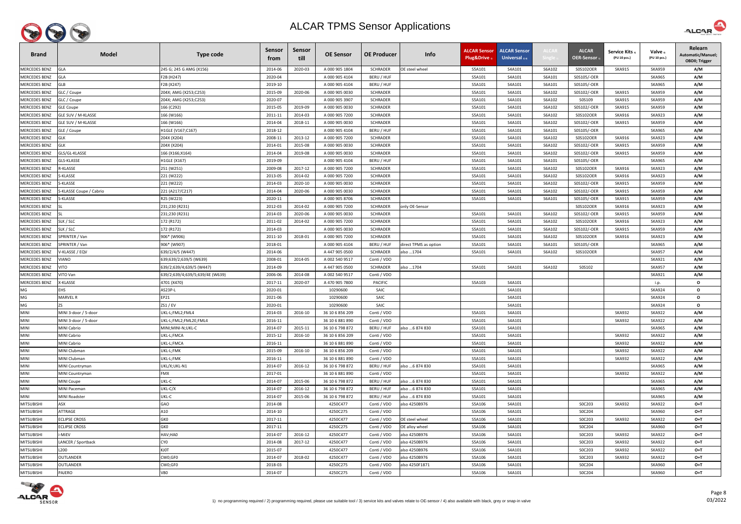# ALCAR TPMS Sensor Applications

| Brand | Model | Type code | Sensor from | Sensor till | OE Sensor | OE Producer | Info | ALCAR Sensor Plug&Drive 1) | ALCAR Sensor Universal 2) 4) | ALCAR Single 1) | ALCAR OER-Sensor 1) | Service Kits 3) (PU 10 pcs.) | Valve 3) (PU 10 pcs.) | Relearn Automatic/Manuel; OBDII; Trigger |
|---|---|---|---|---|---|---|---|---|---|---|---|---|---|---|
| MERCEDES BENZ | GLA | 245 G; 245 G AMG (X156) | 2014-06 | 2020-03 | A 000 905 1804 | SCHRADER | OE steel wheel | S5A101 | S4A101 | S6A102 | S0S102OER | SKA915 | SKA959 | A/M |
| MERCEDES BENZ | GLA | F2B (H247) | 2020-04 | | A 000 905 4104 | BERU / HUF | | S5A101 | S4A101 | S6A101 | S0S105/-OER | | SKA965 | A/M |
| MERCEDES BENZ | GLB | F2B (X247) | 2019-10 | | A 000 905 4104 | BERU / HUF | | S5A101 | S4A101 | S6A101 | S0S105/-OER | | SKA965 | A/M |
| MERCEDES BENZ | GLC / Coupe | 204X; AMG (X253;C253) | 2015-09 | 2020-06 | A 000 905 0030 | SCHRADER | | S5A101 | S4A101 | S6A102 | S0S102/-OER | SKA915 | SKA959 | A/M |
| MERCEDES BENZ | GLC / Coupe | 204X; AMG (X253;C253) | 2020-07 | | A 000 905 3907 | SCHRADER | | S5A101 | S4A101 | S6A102 | S0S109 | SKA915 | SKA959 | A/M |
| MERCEDES BENZ | GLE Coupe | 166 (C292) | 2015-05 | 2019-09 | A 000 905 0030 | SCHRADER | | S5A101 | S4A101 | S6A102 | S0S102/-OER | SKA915 | SKA959 | A/M |
| MERCEDES BENZ | GLE SUV / M-KLASSE | 166 (W166) | 2011-11 | 2014-03 | A 000 905 7200 | SCHRADER | | S5A101 | S4A101 | S6A102 | S0S102OER | SKA916 | SKA923 | A/M |
| MERCEDES BENZ | GLE SUV / M-KLASSE | 166 (W166) | 2014-04 | 2018-11 | A 000 905 0030 | SCHRADER | | S5A101 | S4A101 | S6A102 | S0S102/-OER | SKA915 | SKA959 | A/M |
| MERCEDES BENZ | GLE / Coupe | H1GLE (V167;C167) | 2018-12 | | A 000 905 4104 | BERU / HUF | | S5A101 | S4A101 | S6A101 | S0S105/-OER | | SKA965 | A/M |
| MERCEDES BENZ | GLK | 204X (X204) | 2008-11 | 2013-12 | A 000 905 7200 | SCHRADER | | S5A101 | S4A101 | S6A102 | S0S102OER | SKA916 | SKA923 | A/M |
| MERCEDES BENZ | GLK | 204X (X204) | 2014-01 | 2015-08 | A 000 905 0030 | SCHRADER | | S5A101 | S4A101 | S6A102 | S0S102/-OER | SKA915 | SKA959 | A/M |
| MERCEDES BENZ | GLS/GL-KLASSE | 166 (X166;X164) | 2014-04 | 2019-08 | A 000 905 0030 | SCHRADER | | S5A101 | S4A101 | S6A102 | S0S102/-OER | SKA915 | SKA959 | A/M |
| MERCEDES BENZ | GLS-KLASSE | H1GLE (X167) | 2019-09 | | A 000 905 4104 | BERU / HUF | | S5A101 | S4A101 | S6A101 | S0S105/-OER | | SKA965 | A/M |
| MERCEDES BENZ | R-KLASSE | 251 (W251) | 2009-08 | 2017-12 | A 000 905 7200 | SCHRADER | | S5A101 | S4A101 | S6A102 | S0S102OER | SKA916 | SKA923 | A/M |
| MERCEDES BENZ | S-KLASSE | 221 (W222) | 2013-05 | 2014-02 | A 000 905 7200 | SCHRADER | | S5A101 | S4A101 | S6A102 | S0S102OER | SKA916 | SKA923 | A/M |
| MERCEDES BENZ | S-KLASSE | 221 (W222) | 2014-03 | 2020-10 | A 000 905 0030 | SCHRADER | | S5A101 | S4A101 | S6A102 | S0S102/-OER | SKA915 | SKA959 | A/M |
| MERCEDES BENZ | S-KLASSE Coupe / Cabrio | 221 (A217/C217) | 2014-04 | 2020-06 | A 000 905 0030 | SCHRADER | | S5A101 | S4A101 | S6A102 | S0S102/-OER | SKA915 | SKA959 | A/M |
| MERCEDES BENZ | S-KLASSE | R2S (W223) | 2020-11 | | A 000 905 8706 | SCHRADER | | S5A101 | S4A101 | S6A101 | S0S105/-OER | SKA915 | SKA959 | A/M |
| MERCEDES BENZ | SL | 231;230 (R231) | 2012-03 | 2014-02 | A 000 905 7200 | SCHRADER | only OE-Sensor | | | | S0S102OER | SKA916 | SKA923 | A/M |
| MERCEDES BENZ | SL | 231;230 (R231) | 2014-03 | 2020-06 | A 000 905 0030 | SCHRADER | | S5A101 | S4A101 | S6A102 | S0S102/-OER | SKA915 | SKA959 | A/M |
| MERCEDES BENZ | SLK / SLC | 172 (R172) | 2011-02 | 2014-02 | A 000 905 7200 | SCHRADER | | S5A101 | S4A101 | S6A102 | S0S102OER | SKA916 | SKA923 | A/M |
| MERCEDES BENZ | SLK / SLC | 172 (R172) | 2014-03 | | A 000 905 0030 | SCHRADER | | S5A101 | S4A101 | S6A102 | S0S102/-OER | SKA915 | SKA959 | A/M |
| MERCEDES BENZ | SPRINTER / Van | 906* (W906) | 2011-10 | 2018-01 | A 000 905 7200 | SCHRADER | | S5A101 | S4A101 | S6A102 | S0S102OER | SKA916 | SKA923 | A/M |
| MERCEDES BENZ | SPRINTER / Van | 906* (W907) | 2018-01 | | A 000 905 4104 | BERU / HUF | direct TPMS as option | S5A101 | S4A101 | S6A101 | S0S105/-OER | | SKA965 | A/M |
| MERCEDES BENZ | V-KLASSE / EQV | 639/2/4/5 (W447) | 2014-06 | | A 447 905 0500 | SCHRADER | also ...1704 | S5A101 | S4A101 | S6A102 | S0S102OER | | SKA957 | A/M |
| MERCEDES BENZ | VIANO | 639;639/2;639/5 (W639) | 2008-01 | 2014-05 | A 002 540 9517 | Conti / VDO | | | | | | | SKA921 | A/M |
| MERCEDES BENZ | VITO | 639/2;639/4;639/5 (W447) | 2014-09 | | A 447 905 0500 | SCHRADER | also ...1704 | S5A101 | S4A101 | S6A102 | S0S102 | | SKA957 | A/M |
| MERCEDES BENZ | VITO Van | 639/2;639/4;639/5;639/4E (W639) | 2006-06 | 2014-08 | A 002 540 9517 | Conti / VDO | | | | | | | SKA921 | A/M |
| MERCEDES BENZ | X-KLASSE | 4701 (X470) | 2017-11 | 2020-07 | A 470 905 7800 | PACIFIC | | S5A103 | S4A101 | | | | i.p. | O |
| MG | EHS | AS23P-L | 2020-01 | | 10290600 | SAIC | | | S4A101 | | | | SKA924 | O |
| MG | MARVEL R | EP21 | 2021-06 | | 10290600 | SAIC | | | S4A101 | | | | SKA924 | O |
| MG | ZS | ZS1 / EV | 2020-01 | | 10290600 | SAIC | | | S4A101 | | | | SKA924 | O |
| MINI | MINI 3-door / 5-door | UKL-L;FML2;FML4 | 2014-03 | 2016-10 | 36 10 6 856 209 | Conti / VDO | | S5A101 | S4A101 | | | SKA932 | SKA922 | A/M |
| MINI | MINI 3-door / 5-door | UKL-L;FML2;FML2E;FML4 | 2016-11 | | 36 10 6 881 890 | Conti / VDO | | S5A101 | S4A101 | | | SKA932 | SKA922 | A/M |
| MINI | MINI Cabrio | MINI;MINI-N;UKL-C | 2014-07 | 2015-11 | 36 10 6 798 872 | BERU / HUF | also ...6 874 830 | S5A101 | S4A101 | | | | SKA965 | A/M |
| MINI | MINI Cabrio | UKL-L;FMCA | 2015-12 | 2016-10 | 36 10 6 856 209 | Conti / VDO | | S5A101 | S4A101 | | | SKA932 | SKA922 | A/M |
| MINI | MINI Cabrio | UKL-L;FMCA | 2016-11 | | 36 10 6 881 890 | Conti / VDO | | S5A101 | S4A101 | | | SKA932 | SKA922 | A/M |
| MINI | MINI Clubman | UKL-L;FMK | 2015-09 | 2016-10 | 36 10 6 856 209 | Conti / VDO | | S5A101 | S4A101 | | | SKA932 | SKA922 | A/M |
| MINI | MINI Clubman | UKL-L;FMK | 2016-11 | | 36 10 6 881 890 | Conti / VDO | | S5A101 | S4A101 | | | SKA932 | SKA922 | A/M |
| MINI | MINI Countryman | UKL/X;UKL-N1 | 2014-07 | 2016-12 | 36 10 6 798 872 | BERU / HUF | also ...6 874 830 | S5A101 | S4A101 | | | | SKA965 | A/M |
| MINI | MINI Countryman | FMX | 2017-01 | | 36 10 6 881 890 | Conti / VDO | | S5A101 | S4A101 | | | SKA932 | SKA922 | A/M |
| MINI | MINI Coupe | UKL-C | 2014-07 | 2015-06 | 36 10 6 798 872 | BERU / HUF | also ...6 874 830 | S5A101 | S4A101 | | | | SKA965 | A/M |
| MINI | MINI Paceman | UKL-C/X | 2014-07 | 2016-12 | 36 10 6 798 872 | BERU / HUF | also ...6 874 830 | S5A101 | S4A101 | | | | SKA965 | A/M |
| MINI | MINI Roadster | UKL-C | 2014-07 | 2015-06 | 36 10 6 798 872 | BERU / HUF | also ...6 874 830 | S5A101 | S4A101 | | | | SKA965 | A/M |
| MITSUBISHI | ASX | GA0 | 2014-08 | | 4250C477 | Conti / VDO | also 4250B976 | S5A106 | S4A101 | | S0C203 | SKA932 | SKA922 | O+T |
| MITSUBISHI | ATTRAGE | A10 | 2014-10 | | 4250C275 | Conti / VDO | | S5A106 | S4A101 | | S0C204 | | SKA960 | O+T |
| MITSUBISHI | ECLIPSE CROSS | GK0 | 2017-11 | | 4250C477 | Conti / VDO | OE steel wheel | S5A106 | S4A101 | | S0C203 | SKA932 | SKA922 | O+T |
| MITSUBISHI | ECLIPSE CROSS | GK0 | 2017-11 | | 4250C275 | Conti / VDO | OE alloy wheel | S5A106 | S4A101 | | S0C204 | | SKA960 | O+T |
| MITSUBISHI | i-MiEV | HAV;HA0 | 2014-07 | 2016-12 | 4250C477 | Conti / VDO | also 4250B976 | S5A106 | S4A101 | | S0C203 | SKA932 | SKA922 | O+T |
| MITSUBISHI | LANCER / Sportback | CY0 | 2014-08 | 2017-12 | 4250C477 | Conti / VDO | also 4250B976 | S5A106 | S4A101 | | S0C203 | SKA932 | SKA922 | O+T |
| MITSUBISHI | L200 | KJ0T | 2015-07 | | 4250C477 | Conti / VDO | also 4250B976 | S5A106 | S4A101 | | S0C203 | SKA932 | SKA922 | O+T |
| MITSUBISHI | OUTLANDER | CW0;GF0 | 2014-07 | 2018-02 | 4250C477 | Conti / VDO | also 4250B976 | S5A106 | S4A101 | | S0C203 | SKA932 | SKA922 | O+T |
| MITSUBISHI | OUTLANDER | CW0;GF0 | 2018-03 | | 4250C275 | Conti / VDO | also 4250F1871 | S5A106 | S4A101 | | S0C204 | | SKA960 | O+T |
| MITSUBISHI | PAJERO | V80 | 2014-07 | | 4250C275 | Conti / VDO | | S5A106 | S4A101 | | S0C204 | | SKA960 | O+T |

1) no programming required / 2) programming required, please use suitable tool / 3) service kits and valves relate to OE-sensor / 4) also available with black, grey or snap-in valve

03/2022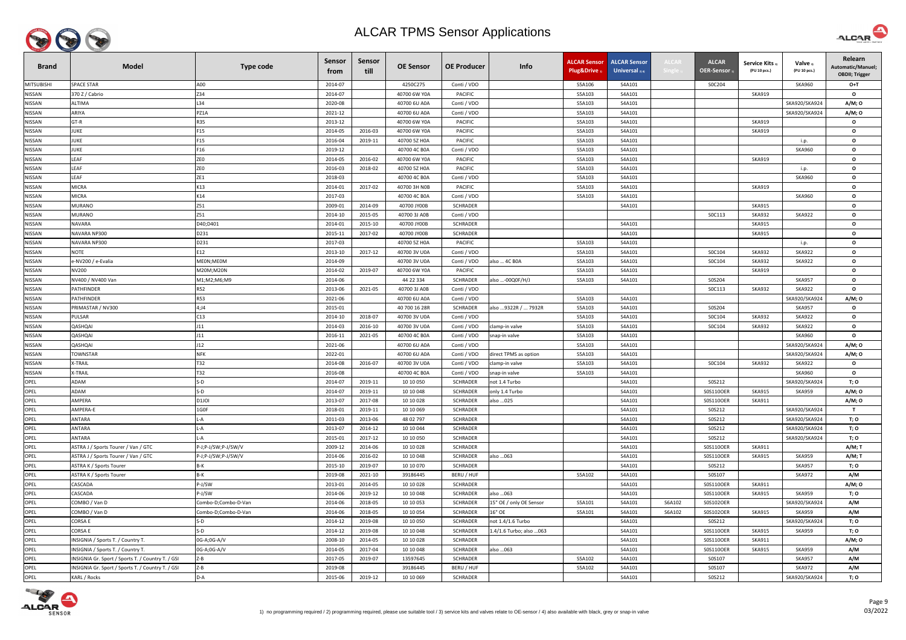# ALCAR TPMS Sensor Applications

| Brand | Model | Type code | Sensor from | Sensor till | OE Sensor | OE Producer | Info | ALCAR Sensor Plug&Drive 1) | ALCAR Sensor Universal 2) 4) | ALCAR Single 1) | ALCAR OER-Sensor 1) | Service Kits 3) (PU 10 pcs.) | Valve 3) (PU 10 pcs.) | Relearn Automatic/Manuel; OBDII; Trigger |
|---|---|---|---|---|---|---|---|---|---|---|---|---|---|---|
| MITSUBISHI | SPACE STAR | A00 | 2014-07 | | 4250C275 | Conti / VDO | | S5A106 | S4A101 | | S0C204 | | SKA960 | O+T |
| NISSAN | 370 Z / Cabrio | Z34 | 2014-07 | | 40700 6W Y0A | PACIFIC | | S5A103 | S4A101 | | | SKA919 | | O |
| NISSAN | ALTIMA | L34 | 2020-08 | | 40700 6U A0A | Conti / VDO | | S5A103 | S4A101 | | | | SKA920/SKA924 | A/M; O |
| NISSAN | ARIYA | PZ1A | 2021-12 | | 40700 6U A0A | Conti / VDO | | S5A103 | S4A101 | | | | SKA920/SKA924 | A/M; O |
| NISSAN | GT-R | R35 | 2013-12 | | 40700 6W Y0A | PACIFIC | | S5A103 | S4A101 | | | SKA919 | | O |
| NISSAN | JUKE | F15 | 2014-05 | 2016-03 | 40700 6W Y0A | PACIFIC | | S5A103 | S4A101 | | | SKA919 | | O |
| NISSAN | JUKE | F15 | 2016-04 | 2019-11 | 40700 5Z H0A | PACIFIC | | S5A103 | S4A101 | | | | i.p. | O |
| NISSAN | JUKE | F16 | 2019-12 | | 40700 4C B0A | Conti / VDO | | S5A103 | S4A101 | | | | SKA960 | O |
| NISSAN | LEAF | ZE0 | 2014-05 | 2016-02 | 40700 6W Y0A | PACIFIC | | S5A103 | S4A101 | | | SKA919 | | O |
| NISSAN | LEAF | ZE0 | 2016-03 | 2018-02 | 40700 5Z H0A | PACIFIC | | S5A103 | S4A101 | | | | i.p. | O |
| NISSAN | LEAF | ZE1 | 2018-03 | | 40700 4C B0A | Conti / VDO | | S5A103 | S4A101 | | | | SKA960 | O |
| NISSAN | MICRA | K13 | 2014-01 | 2017-02 | 40700 3H N0B | PACIFIC | | S5A103 | S4A101 | | | SKA919 | | O |
| NISSAN | MICRA | K14 | 2017-03 | | 40700 4C B0A | Conti / VDO | | S5A103 | S4A101 | | | | SKA960 | O |
| NISSAN | MURANO | Z51 | 2009-01 | 2014-09 | 40700 JY00B | SCHRADER | | | S4A101 | | | SKA915 | | O |
| NISSAN | MURANO | Z51 | 2014-10 | 2015-05 | 40700 3J A0B | Conti / VDO | | | | | S0C113 | SKA932 | SKA922 | O |
| NISSAN | NAVARA | D40;D401 | 2014-01 | 2015-10 | 40700 JY00B | SCHRADER | | | S4A101 | | | SKA915 | | O |
| NISSAN | NAVARA NP300 | D231 | 2015-11 | 2017-02 | 40700 JY00B | SCHRADER | | | S4A101 | | | SKA915 | | O |
| NISSAN | NAVARA NP300 | D231 | 2017-03 | | 40700 5Z H0A | PACIFIC | | S5A103 | S4A101 | | | | i.p. | O |
| NISSAN | NOTE | E12 | 2013-10 | 2017-12 | 40700 3V U0A | Conti / VDO | | S5A103 | S4A101 | | S0C104 | SKA932 | SKA922 | O |
| NISSAN | e-NV200 / e-Evalia | ME0N;ME0M | 2014-09 | | 40700 3V U0A | Conti / VDO | also ... 4C B0A | S5A103 | S4A101 | | S0C104 | SKA932 | SKA922 | O |
| NISSAN | NV200 | M20M;M20N | 2014-02 | 2019-07 | 40700 6W Y0A | PACIFIC | | S5A103 | S4A101 | | | SKA919 | | O |
| NISSAN | NV400 / NV400 Van | M1;M2;M6;M9 | 2014-06 | | 44 22 334 | SCHRADER | also ...-00Q0F/H/J | S5A103 | S4A101 | | S0S204 | | SKA957 | O |
| NISSAN | PATHFINDER | R52 | 2013-06 | 2021-05 | 40700 3J A0B | Conti / VDO | | | | | S0C113 | SKA932 | SKA922 | O |
| NISSAN | PATHFINDER | R53 | 2021-06 | | 40700 6U A0A | Conti / VDO | | S5A103 | S4A101 | | | | SKA920/SKA924 | A/M; O |
| NISSAN | PRIMASTAR / NV300 | 4;J4 | 2015-01 | | 40 700 16 28R | SCHRADER | also ...9322R / ... 7932R | S5A103 | S4A101 | | S0S204 | | SKA957 | O |
| NISSAN | PULSAR | C13 | 2014-10 | 2018-07 | 40700 3V U0A | Conti / VDO | | S5A103 | S4A101 | | S0C104 | SKA932 | SKA922 | O |
| NISSAN | QASHQAI | J11 | 2014-03 | 2016-10 | 40700 3V U0A | Conti / VDO | clamp-in valve | S5A103 | S4A101 | | S0C104 | SKA932 | SKA922 | O |
| NISSAN | QASHQAI | J11 | 2016-11 | 2021-05 | 40700 4C B0A | Conti / VDO | snap-in valve | S5A103 | S4A101 | | | | SKA960 | O |
| NISSAN | QASHQAI | J12 | 2021-06 | | 40700 6U A0A | Conti / VDO | | S5A103 | S4A101 | | | | SKA920/SKA924 | A/M; O |
| NISSAN | TOWNSTAR | NFK | 2022-01 | | 40700 6U A0A | Conti / VDO | direct TPMS as option | S5A103 | S4A101 | | | | SKA920/SKA924 | A/M; O |
| NISSAN | X-TRAIL | T32 | 2014-08 | 2016-07 | 40700 3V U0A | Conti / VDO | clamp-in valve | S5A103 | S4A101 | | S0C104 | SKA932 | SKA922 | O |
| NISSAN | X-TRAIL | T32 | 2016-08 | | 40700 4C B0A | Conti / VDO | snap-in valve | S5A103 | S4A101 | | | | SKA960 | O |
| OPEL | ADAM | S-D | 2014-07 | 2019-11 | 10 10 050 | SCHRADER | not 1.4 Turbo | | S4A101 | | S0S212 | | SKA920/SKA924 | T; O |
| OPEL | ADAM | S-D | 2014-07 | 2019-11 | 10 10 048 | SCHRADER | only 1.4 Turbo | | S4A101 | | S0S110OER | SKA915 | SKA959 | A/M; O |
| OPEL | AMPERA | D1JOI | 2013-07 | 2017-08 | 10 10 028 | SCHRADER | also ...025 | | S4A101 | | S0S110OER | SKA911 | | A/M; O |
| OPEL | AMPERA-E | 1G0F | 2018-01 | 2019-11 | 10 10 069 | SCHRADER | | | S4A101 | | S0S212 | | SKA920/SKA924 | T |
| OPEL | ANTARA | L-A | 2011-03 | 2013-06 | 48 02 797 | SCHRADER | | | S4A101 | | S0S212 | | SKA920/SKA924 | T; O |
| OPEL | ANTARA | L-A | 2013-07 | 2014-12 | 10 10 044 | SCHRADER | | | S4A101 | | S0S212 | | SKA920/SKA924 | T; O |
| OPEL | ANTARA | L-A | 2015-01 | 2017-12 | 10 10 050 | SCHRADER | | | S4A101 | | S0S212 | | SKA920/SKA924 | T; O |
| OPEL | ASTRA J / Sports Tourer / Van / GTC | P-J;P-J/SW;P-J/SW/V | 2009-12 | 2014-06 | 10 10 028 | SCHRADER | | | S4A101 | | S0S110OER | SKA911 | | A/M; T |
| OPEL | ASTRA J / Sports Tourer / Van / GTC | P-J;P-J/SW;P-J/SW/V | 2014-06 | 2016-02 | 10 10 048 | SCHRADER | also ...063 | | S4A101 | | S0S110OER | SKA915 | SKA959 | A/M; T |
| OPEL | ASTRA K / Sports Tourer | B-K | 2015-10 | 2019-07 | 10 10 070 | SCHRADER | | | S4A101 | | S0S212 | | SKA957 | T; O |
| OPEL | ASTRA K / Sports Tourer | B-K | 2019-08 | 2021-10 | 39186445 | BERU / HUF | | S5A102 | S4A101 | | S0S107 | | SKA972 | A/M |
| OPEL | CASCADA | P-J/SW | 2013-01 | 2014-05 | 10 10 028 | SCHRADER | | | S4A101 | | S0S110OER | SKA911 | | A/M; O |
| OPEL | CASCADA | P-J/SW | 2014-06 | 2019-12 | 10 10 048 | SCHRADER | also ...063 | | S4A101 | | S0S110OER | SKA915 | SKA959 | T; O |
| OPEL | COMBO / Van D | Combo-D;Combo-D-Van | 2014-06 | 2018-05 | 10 10 053 | SCHRADER | 15° OE / only OE Sensor | S5A101 | S4A101 | S6A102 | S0S102OER | | SKA920/SKA924 | A/M |
| OPEL | COMBO / Van D | Combo-D;Combo-D-Van | 2014-06 | 2018-05 | 10 10 054 | SCHRADER | 16° OE | S5A101 | S4A101 | S6A102 | S0S102OER | SKA915 | SKA959 | A/M |
| OPEL | CORSA E | S-D | 2014-12 | 2019-08 | 10 10 050 | SCHRADER | not 1.4/1.6 Turbo | | S4A101 | | S0S212 | | SKA920/SKA924 | T; O |
| OPEL | CORSA E | S-D | 2014-12 | 2019-08 | 10 10 048 | SCHRADER | 1.4/1.6 Turbo; also ...063 | | S4A101 | | S0S110OER | SKA915 | SKA959 | T; O |
| OPEL | INSIGNIA / Sports T. / Country T. | 0G-A;0G-A/V | 2008-10 | 2014-05 | 10 10 028 | SCHRADER | | | S4A101 | | S0S110OER | SKA911 | | A/M; O |
| OPEL | INSIGNIA / Sports T. / Country T. | 0G-A;0G-A/V | 2014-05 | 2017-04 | 10 10 048 | SCHRADER | also ...063 | | S4A101 | | S0S110OER | SKA915 | SKA959 | A/M |
| OPEL | INSIGNIA Gr. Sport / Sports T. / Country T. / GSI | Z-B | 2017-05 | 2019-07 | 13597645 | SCHRADER | | S5A102 | S4A101 | | S0S107 | | SKA957 | A/M |
| OPEL | INSIGNIA Gr. Sport / Sports T. / Country T. / GSI | Z-B | 2019-08 | | 39186445 | BERU / HUF | | S5A102 | S4A101 | | S0S107 | | SKA972 | A/M |
| OPEL | KARL / Rocks | D-A | 2015-06 | 2019-12 | 10 10 069 | SCHRADER | | | S4A101 | | S0S212 | | SKA920/SKA924 | T; O |

1) no programming required / 2) programming required, please use suitable tool / 3) service kits and valves relate to OE-sensor / 4) also available with black, grey or snap-in valve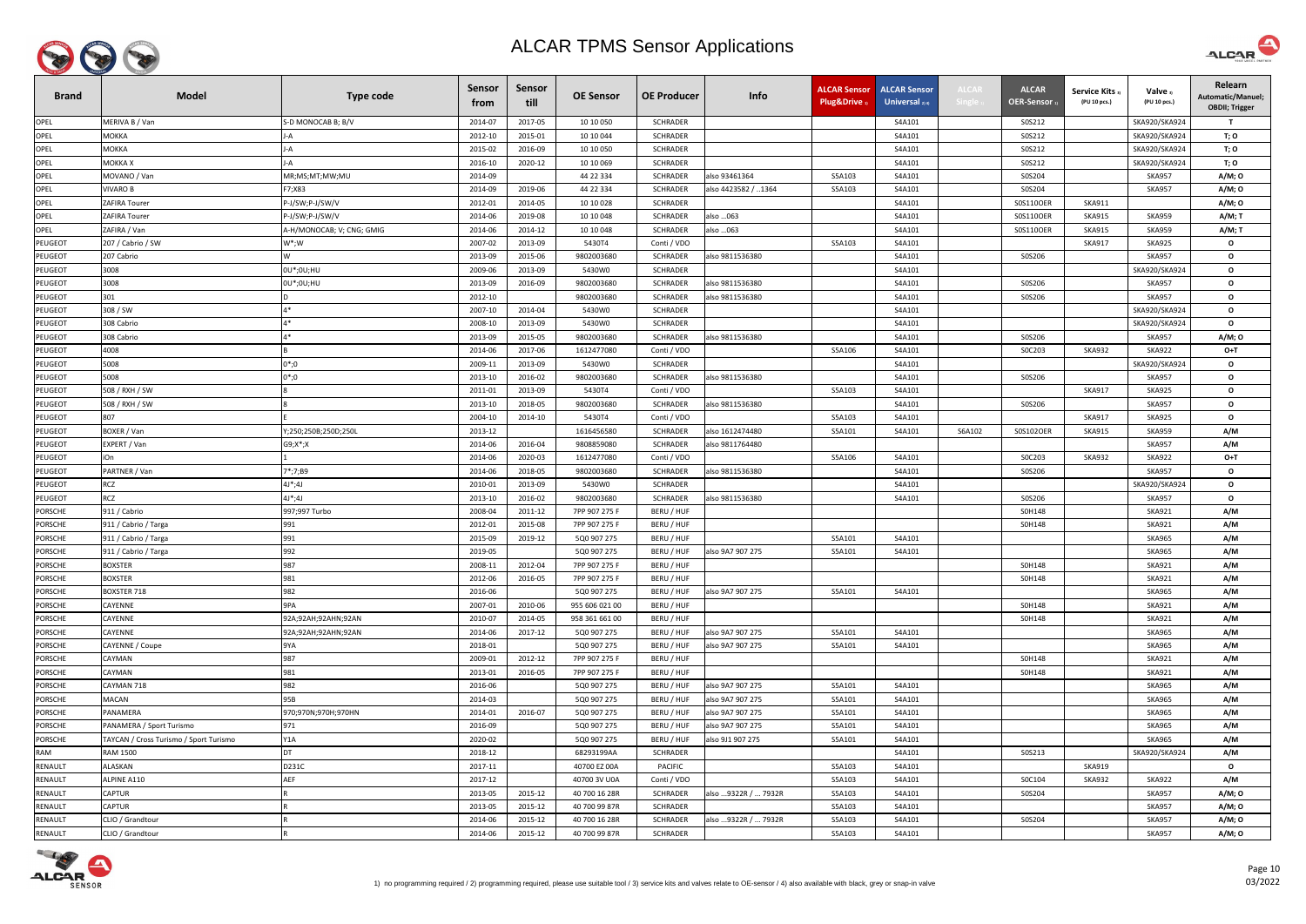# ALCAR TPMS Sensor Applications

| Brand | Model | Type code | Sensor from | Sensor till | OE Sensor | OE Producer | Info | ALCAR Sensor Plug&Drive 1) | ALCAR Sensor Universal 2) 4) | ALCAR Single 2) | ALCAR OER-Sensor 1) | Service Kits 3) (PU 10 pcs.) | Valve 3) (PU 10 pcs.) | Relearn Automatic/Manuel; OBDII; Trigger |
|---|---|---|---|---|---|---|---|---|---|---|---|---|---|---|
| OPEL | MERIVA B / Van | 5-D MONOCAB B; B/V | 2014-07 | 2017-05 | 10 10 050 | SCHRADER | | | S4A101 | | S0S212 | | SKA920/SKA924 | T |
| OPEL | MOKKA | J-A | 2012-10 | 2015-01 | 10 10 044 | SCHRADER | | | S4A101 | | S0S212 | | SKA920/SKA924 | T; O |
| OPEL | MOKKA | J-A | 2015-02 | 2016-09 | 10 10 050 | SCHRADER | | | S4A101 | | S0S212 | | SKA920/SKA924 | T; O |
| OPEL | MOKKA X | J-A | 2016-10 | 2020-12 | 10 10 069 | SCHRADER | | | S4A101 | | S0S212 | | SKA920/SKA924 | T; O |
| OPEL | MOVANO / Van | MR;MS;MT;MW;MU | 2014-09 | | 44 22 334 | SCHRADER | also 93461364 | S5A103 | S4A101 | | S0S204 | | SKA957 | A/M; O |
| OPEL | VIVARO B | F7;X83 | 2014-09 | 2019-06 | 44 22 334 | SCHRADER | also 4423582 / ..1364 | S5A103 | S4A101 | | S0S204 | | SKA957 | A/M; O |
| OPEL | ZAFIRA Tourer | P-J/SW;P-J/SW/V | 2012-01 | 2014-05 | 10 10 028 | SCHRADER | | | S4A101 | | S0S110OER | SKA911 | | A/M; O |
| OPEL | ZAFIRA Tourer | P-J/SW;P-J/SW/V | 2014-06 | 2019-08 | 10 10 048 | SCHRADER | also ...063 | | S4A101 | | S0S110OER | SKA915 | SKA959 | A/M; T |
| OPEL | ZAFIRA / Van | A-H/MONOCAB; V; CNG; GMIG | 2014-06 | 2014-12 | 10 10 048 | SCHRADER | also ...063 | | S4A101 | | S0S110OER | SKA915 | SKA959 | A/M; T |
| PEUGEOT | 207 / Cabrio / SW | W*;W | 2007-02 | 2013-09 | 5430T4 | Conti / VDO | | S5A103 | S4A101 | | | SKA917 | SKA925 | O |
| PEUGEOT | 207 Cabrio | W | 2013-09 | 2015-06 | 9802003680 | SCHRADER | also 9811536380 | | S4A101 | | S0S206 | | SKA957 | O |
| PEUGEOT | 3008 | 0U*;0U;HU | 2009-06 | 2013-09 | 5430W0 | SCHRADER | | | S4A101 | | | | SKA920/SKA924 | O |
| PEUGEOT | 3008 | 0U*;0U;HU | 2013-09 | 2016-09 | 9802003680 | SCHRADER | also 9811536380 | | S4A101 | | S0S206 | | SKA957 | O |
| PEUGEOT | 301 | D | 2012-10 | | 9802003680 | SCHRADER | also 9811536380 | | S4A101 | | S0S206 | | SKA957 | O |
| PEUGEOT | 308 / SW | 4* | 2007-10 | 2014-04 | 5430W0 | SCHRADER | | | S4A101 | | | | SKA920/SKA924 | O |
| PEUGEOT | 308 Cabrio | 4* | 2008-10 | 2013-09 | 5430W0 | SCHRADER | | | S4A101 | | | | SKA920/SKA924 | O |
| PEUGEOT | 308 Cabrio | 4* | 2013-09 | 2015-05 | 9802003680 | SCHRADER | also 9811536380 | | S4A101 | | S0S206 | | SKA957 | A/M; O |
| PEUGEOT | 4008 | B | 2014-06 | 2017-06 | 1612477080 | Conti / VDO | | S5A106 | S4A101 | | S0C203 | SKA932 | SKA922 | O+T |
| PEUGEOT | 5008 | 0*;0 | 2009-11 | 2013-09 | 5430W0 | SCHRADER | | | S4A101 | | | | SKA920/SKA924 | O |
| PEUGEOT | 5008 | 0*;0 | 2013-10 | 2016-02 | 9802003680 | SCHRADER | also 9811536380 | | S4A101 | | S0S206 | | SKA957 | O |
| PEUGEOT | 508 / RXH / SW | 8 | 2011-01 | 2013-09 | 5430T4 | Conti / VDO | | S5A103 | S4A101 | | | SKA917 | SKA925 | O |
| PEUGEOT | 508 / RXH / SW | 8 | 2013-10 | 2018-05 | 9802003680 | SCHRADER | also 9811536380 | | S4A101 | | S0S206 | | SKA957 | O |
| PEUGEOT | 807 | E | 2004-10 | 2014-10 | 5430T4 | Conti / VDO | | S5A103 | S4A101 | | | SKA917 | SKA925 | O |
| PEUGEOT | BOXER / Van | Y;250;250B;250D;250L | 2013-12 | | 1616456580 | SCHRADER | also 1612474480 | S5A101 | S4A101 | S6A102 | S0S102OER | SKA915 | SKA959 | A/M |
| PEUGEOT | EXPERT / Van | G9;X*;X | 2014-06 | 2016-04 | 9808859080 | SCHRADER | also 9811764480 | | | | | | SKA957 | A/M |
| PEUGEOT | iOn | 1 | 2014-06 | 2020-03 | 1612477080 | Conti / VDO | | S5A106 | S4A101 | | S0C203 | SKA932 | SKA922 | O+T |
| PEUGEOT | PARTNER / Van | 7*;7;B9 | 2014-06 | 2018-05 | 9802003680 | SCHRADER | also 9811536380 | | S4A101 | | S0S206 | | SKA957 | O |
| PEUGEOT | RCZ | 4J*;4J | 2010-01 | 2013-09 | 5430W0 | SCHRADER | | | S4A101 | | | | SKA920/SKA924 | O |
| PEUGEOT | RCZ | 4J*;4J | 2013-10 | 2016-02 | 9802003680 | SCHRADER | also 9811536380 | | S4A101 | | S0S206 | | SKA957 | O |
| PORSCHE | 911 / Cabrio | 997;997 Turbo | 2008-04 | 2011-12 | 7PP 907 275 F | BERU / HUF | | | | | S0H148 | | SKA921 | A/M |
| PORSCHE | 911 / Cabrio / Targa | 991 | 2012-01 | 2015-08 | 7PP 907 275 F | BERU / HUF | | | | | S0H148 | | SKA921 | A/M |
| PORSCHE | 911 / Cabrio / Targa | 991 | 2015-09 | 2019-12 | 5Q0 907 275 | BERU / HUF | | S5A101 | S4A101 | | | | SKA965 | A/M |
| PORSCHE | 911 / Cabrio / Targa | 992 | 2019-05 | | 5Q0 907 275 | BERU / HUF | also 9A7 907 275 | S5A101 | S4A101 | | | | SKA965 | A/M |
| PORSCHE | BOXSTER | 987 | 2008-11 | 2012-04 | 7PP 907 275 F | BERU / HUF | | | | | S0H148 | | SKA921 | A/M |
| PORSCHE | BOXSTER | 981 | 2012-06 | 2016-05 | 7PP 907 275 F | BERU / HUF | | | | | S0H148 | | SKA921 | A/M |
| PORSCHE | BOXSTER 718 | 982 | 2016-06 | | 5Q0 907 275 | BERU / HUF | also 9A7 907 275 | S5A101 | S4A101 | | | | SKA965 | A/M |
| PORSCHE | CAYENNE | 9PA | 2007-01 | 2010-06 | 955 606 021 00 | BERU / HUF | | | | | S0H148 | | SKA921 | A/M |
| PORSCHE | CAYENNE | 92A;92AH;92AHN;92AN | 2010-07 | 2014-05 | 958 361 661 00 | BERU / HUF | | | | | S0H148 | | SKA921 | A/M |
| PORSCHE | CAYENNE | 92A;92AH;92AHN;92AN | 2014-06 | 2017-12 | 5Q0 907 275 | BERU / HUF | also 9A7 907 275 | S5A101 | S4A101 | | | | SKA965 | A/M |
| PORSCHE | CAYENNE / Coupe | 9YA | 2018-01 | | 5Q0 907 275 | BERU / HUF | also 9A7 907 275 | S5A101 | S4A101 | | | | SKA965 | A/M |
| PORSCHE | CAYMAN | 987 | 2009-01 | 2012-12 | 7PP 907 275 F | BERU / HUF | | | | | S0H148 | | SKA921 | A/M |
| PORSCHE | CAYMAN | 981 | 2013-01 | 2016-05 | 7PP 907 275 F | BERU / HUF | | | | | S0H148 | | SKA921 | A/M |
| PORSCHE | CAYMAN 718 | 982 | 2016-06 | | 5Q0 907 275 | BERU / HUF | also 9A7 907 275 | S5A101 | S4A101 | | | | SKA965 | A/M |
| PORSCHE | MACAN | 95B | 2014-03 | | 5Q0 907 275 | BERU / HUF | also 9A7 907 275 | S5A101 | S4A101 | | | | SKA965 | A/M |
| PORSCHE | PANAMERA | 970;970N;970H;970HN | 2014-01 | 2016-07 | 5Q0 907 275 | BERU / HUF | also 9A7 907 275 | S5A101 | S4A101 | | | | SKA965 | A/M |
| PORSCHE | PANAMERA / Sport Turismo | 971 | 2016-09 | | 5Q0 907 275 | BERU / HUF | also 9A7 907 275 | S5A101 | S4A101 | | | | SKA965 | A/M |
| PORSCHE | TAYCAN / Cross Turismo / Sport Turismo | Y1A | 2020-02 | | 5Q0 907 275 | BERU / HUF | also 9J1 907 275 | S5A101 | S4A101 | | | | SKA965 | A/M |
| RAM | RAM 1500 | DT | 2018-12 | | 68293199AA | SCHRADER | | | S4A101 | | S0S213 | | SKA920/SKA924 | A/M |
| RENAULT | ALASKAN | D231C | 2017-11 | | 40700 EZ 00A | PACIFIC | | S5A103 | S4A101 | | | SKA919 | | O |
| RENAULT | ALPINE A110 | AEF | 2017-12 | | 40700 3V U0A | Conti / VDO | | S5A103 | S4A101 | | S0C104 | SKA932 | SKA922 | A/M |
| RENAULT | CAPTUR | R | 2013-05 | 2015-12 | 40 700 16 28R | SCHRADER | also ...9322R / ... 7932R | S5A103 | S4A101 | | S0S204 | | SKA957 | A/M; O |
| RENAULT | CAPTUR | R | 2013-05 | 2015-12 | 40 700 99 87R | SCHRADER | | S5A103 | S4A101 | | | | SKA957 | A/M; O |
| RENAULT | CLIO / Grandtour | R | 2014-06 | 2015-12 | 40 700 16 28R | SCHRADER | also ...9322R / ... 7932R | S5A103 | S4A101 | | S0S204 | | SKA957 | A/M; O |
| RENAULT | CLIO / Grandtour | R | 2014-06 | 2015-12 | 40 700 99 87R | SCHRADER | | S5A103 | S4A101 | | | | SKA957 | A/M; O |

1) no programming required / 2) programming required, please use suitable tool / 3) service kits and valves relate to OE-sensor / 4) also available with black, grey or snap-in valve

03/2022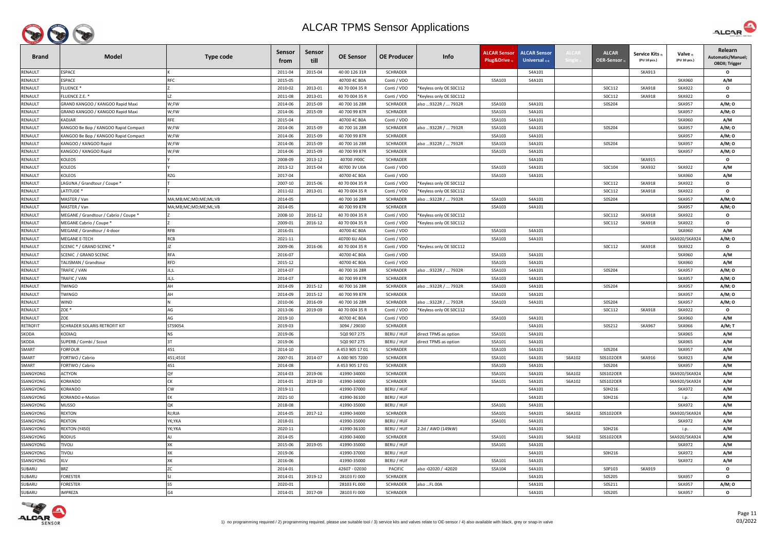# ALCAR TPMS Sensor Applications

| Brand | Model | Type code | Sensor from | Sensor till | OE Sensor | OE Producer | Info | ALCAR Sensor Plug&Drive 1) | ALCAR Sensor Universal 2) 4) | ALCAR Single 1) | ALCAR OER-Sensor 1) | Service Kits 3) (PU 10 pcs.) | Valve 3) (PU 10 pcs.) | Relearn Automatic/Manuel; OBDII; Trigger |
|---|---|---|---|---|---|---|---|---|---|---|---|---|---|---|
| RENAULT | ESPACE | K | 2011-04 | 2015-04 | 40 00 126 31R | SCHRADER | | | S4A101 | | | SKA913 | | O |
| RENAULT | ESPACE | RFC | 2015-05 | | 40700 4C B0A | Conti / VDO | | S5A103 | S4A101 | | | | SKA960 | A/M |
| RENAULT | FLUENCE * | Z | 2010-02 | 2013-01 | 40 70 004 35 R | Conti / VDO | *Keyless only OE S0C112 | | | | S0C112 | SKA918 | SKA922 | O |
| RENAULT | FLUENCE Z.E. * | LZ | 2011-08 | 2013-01 | 40 70 004 35 R | Conti / VDO | *Keyless only OE S0C112 | | | | S0C112 | SKA918 | SKA922 | O |
| RENAULT | GRAND KANGOO / KANGOO Rapid Maxi | W;FW | 2014-06 | 2015-09 | 40 700 16 28R | SCHRADER | also ...9322R / ... 7932R | S5A103 | S4A101 | | S0S204 | | SKA957 | A/M; O |
| RENAULT | GRAND KANGOO / KANGOO Rapid Maxi | W;FW | 2014-06 | 2015-09 | 40 700 99 87R | SCHRADER | | S5A103 | S4A101 | | | | SKA957 | A/M; O |
| RENAULT | KADJAR | RFE | 2015-04 | | 40700 4C B0A | Conti / VDO | | S5A103 | S4A101 | | | | SKA960 | A/M |
| RENAULT | KANGOO Be Bop / KANGOO Rapid Compact | W;FW | 2014-06 | 2015-09 | 40 700 16 28R | SCHRADER | also ...9322R / ... 7932R | S5A103 | S4A101 | | S0S204 | | SKA957 | A/M; O |
| RENAULT | KANGOO Be Bop / KANGOO Rapid Compact | W;FW | 2014-06 | 2015-09 | 40 700 99 87R | SCHRADER | | S5A103 | S4A101 | | | | SKA957 | A/M; O |
| RENAULT | KANGOO / KANGOO Rapid | W;FW | 2014-06 | 2015-09 | 40 700 16 28R | SCHRADER | also ...9322R / ... 7932R | S5A103 | S4A101 | | S0S204 | | SKA957 | A/M; O |
| RENAULT | KANGOO / KANGOO Rapid | W;FW | 2014-06 | 2015-09 | 40 700 99 87R | SCHRADER | | S5A103 | S4A101 | | | | SKA957 | A/M; O |
| RENAULT | KOLEOS | Y | 2008-09 | 2013-12 | 40700 JY00C | SCHRADER | | | S4A101 | | | SKA915 | | O |
| RENAULT | KOLEOS | Y | 2013-12 | 2015-04 | 40700 3V U0A | Conti / VDO | | S5A103 | S4A101 | | S0C104 | SKA932 | SKA922 | A/M |
| RENAULT | KOLEOS | RZG | 2017-04 | | 40700 4C B0A | Conti / VDO | | S5A103 | S4A101 | | | | SKA960 | A/M |
| RENAULT | LAGUNA / Grandtour / Coupe * | T | 2007-10 | 2015-06 | 40 70 004 35 R | Conti / VDO | *Keyless only OE S0C112 | | | | S0C112 | SKA918 | SKA922 | O |
| RENAULT | LATITUDE * | T | 2011-02 | 2013-01 | 40 70 004 35 R | Conti / VDO | *Keyless only OE S0C112 | | | | S0C112 | SKA918 | SKA922 | O |
| RENAULT | MASTER / Van | MA;MB;MC;MD;ME;ML;VB | 2014-05 | | 40 700 16 28R | SCHRADER | also ...9322R / ... 7932R | S5A103 | S4A101 | | S0S204 | | SKA957 | A/M; O |
| RENAULT | MASTER / Van | MA;MB;MC;MD;ME;ML;VB | 2014-05 | | 40 700 99 87R | SCHRADER | | S5A103 | S4A101 | | | | SKA957 | A/M; O |
| RENAULT | MEGANE / Grandtour / Cabrio / Coupe * | Z | 2008-10 | 2016-12 | 40 70 004 35 R | Conti / VDO | *Keyless only OE S0C112 | | | | S0C112 | SKA918 | SKA922 | O |
| RENAULT | MEGANE Cabrio / Coupe * | Z | 2009-01 | 2016-12 | 40 70 004 35 R | Conti / VDO | *Keyless only OE S0C112 | | | | S0C112 | SKA918 | SKA922 | O |
| RENAULT | MEGANE / Grandtour / 4-door | RFB | 2016-01 | | 40700 4C B0A | Conti / VDO | | S5A103 | S4A101 | | | | SKA960 | A/M |
| RENAULT | MEGANE E-TECH | RCB | 2021-11 | | 40700 6U A0A | Conti / VDO | | S5A103 | S4A101 | | | | SKA920/SKA924 | A/M; O |
| RENAULT | SCENIC * / GRAND SCENIC * | JZ | 2009-06 | 2016-06 | 40 70 004 35 R | Conti / VDO | *Keyless only OE S0C112 | | | | S0C112 | SKA918 | SKA922 | O |
| RENAULT | SCENIC / GRAND SCENIC | RFA | 2016-07 | | 40700 4C B0A | Conti / VDO | | S5A103 | S4A101 | | | | SKA960 | A/M |
| RENAULT | TALISMAN / Grandtour | RFD | 2015-12 | | 40700 4C B0A | Conti / VDO | | S5A103 | S4A101 | | | | SKA960 | A/M |
| RENAULT | TRAFIC / VAN | JL;L | 2014-07 | | 40 700 16 28R | SCHRADER | also ...9322R / ... 7932R | S5A103 | S4A101 | | S0S204 | | SKA957 | A/M; O |
| RENAULT | TRAFIC / VAN | JL;L | 2014-07 | | 40 700 99 87R | SCHRADER | | S5A103 | S4A101 | | | | SKA957 | A/M; O |
| RENAULT | TWINGO | AH | 2014-09 | 2015-12 | 40 700 16 28R | SCHRADER | also ...9322R / ... 7932R | S5A103 | S4A101 | | S0S204 | | SKA957 | A/M; O |
| RENAULT | TWINGO | AH | 2014-09 | 2015-12 | 40 700 99 87R | SCHRADER | | S5A103 | S4A101 | | | | SKA957 | A/M; O |
| RENAULT | WIND | N | 2010-06 | 2016-09 | 40 700 16 28R | SCHRADER | also ...9322R / ... 7932R | S5A103 | S4A101 | | S0S204 | | SKA957 | A/M; O |
| RENAULT | ZOE * | AG | 2013-06 | 2019-09 | 40 70 004 35 R | Conti / VDO | *Keyless only OE S0C112 | | | | S0C112 | SKA918 | SKA922 | O |
| RENAULT | ZOE | AG | 2019-10 | | 40700 4C B0A | Conti / VDO | | S5A103 | S4A101 | | | | SKA960 | A/M |
| RETROFIT | SCHRADER SOLARIS RETROFIT KIT | STS9054 | 2019-03 | | 3094 / 29030 | SCHRADER | | | S4A101 | | S0S212 | SKA967 | SKA966 | A/M; T |
| SKODA | KODIAQ | NS | 2019-06 | | 5Q0 907 275 | BERU / HUF | direct TPMS as option | S5A101 | S4A101 | | | | SKA965 | A/M |
| SKODA | SUPERB / Combi / Scout | 3T | 2019-06 | | 5Q0 907 275 | BERU / HUF | direct TPMS as option | S5A101 | S4A101 | | | | SKA965 | A/M |
| SMART | FORFOUR | 451 | 2014-10 | | A 453 905 17 01 | SCHRADER | | S5A103 | S4A101 | | S0S204 | | SKA957 | A/M |
| SMART | FORTWO / Cabrio | 451;451E | 2007-01 | 2014-07 | A 000 905 7200 | SCHRADER | | S5A101 | S4A101 | S6A102 | S0S102OER | SKA916 | SKA923 | A/M |
| SMART | FORTWO / Cabrio | 451 | 2014-08 | | A 453 905 17 01 | SCHRADER | | S5A103 | S4A101 | | S0S204 | | SKA957 | A/M |
| SSANGYONG | ACTYON | QY | 2014-03 | 2019-06 | 41990-34000 | SCHRADER | | S5A101 | S4A101 | S6A102 | S0S102OER | | SKA920/SKA924 | A/M |
| SSANGYONG | KORANDO | CK | 2014-01 | 2019-10 | 41990-34000 | SCHRADER | | S5A101 | S4A101 | S6A102 | S0S102OER | | SKA920/SKA924 | A/M |
| SSANGYONG | KORANDO | CW | 2019-11 | | 41990-37000 | BERU / HUF | | | S4A101 | | S0H216 | | SKA972 | A/M |
| SSANGYONG | KORANDO e-Motion | EK | 2021-10 | | 41990-36100 | BERU / HUF | | | S4A101 | | S0H216 | | i.p. | A/M |
| SSANGYONG | MUSSO | QK | 2018-08 | | 41990-35000 | BERU / HUF | | S5A101 | S4A101 | | | | SKA972 | A/M |
| SSANGYONG | REXTON | RJ;RJA | 2014-05 | 2017-12 | 41990-34000 | SCHRADER | | S5A101 | S4A101 | S6A102 | S0S102OER | | SKA920/SKA924 | A/M |
| SSANGYONG | REXTON | YK;YKA | 2018-01 | | 41990-35000 | BERU / HUF | | S5A101 | S4A101 | | | | SKA972 | A/M |
| SSANGYONG | REXTON (Y450) | YK;YKA | 2020-11 | | 41990-36100 | BERU / HUF | 2.2d / AWD (149kW) | | S4A101 | | S0H216 | | i.p. | A/M |
| SSANGYONG | RODIUS | AJ | 2014-05 | | 41990-34000 | SCHRADER | | S5A101 | S4A101 | S6A102 | S0S102OER | | SKA920/SKA924 | A/M |
| SSANGYONG | TIVOLI | XK | 2015-06 | 2019-05 | 41990-35000 | BERU / HUF | | S5A101 | S4A101 | | | | SKA972 | A/M |
| SSANGYONG | TIVOLI | XK | 2019-06 | | 41990-37000 | BERU / HUF | | | S4A101 | | S0H216 | | SKA972 | A/M |
| SSANGYONG | XLV | XK | 2016-06 | | 41990-35000 | BERU / HUF | | S5A101 | S4A101 | | | | SKA972 | A/M |
| SUBARU | BRZ | ZC | 2014-01 | | 42607 - 02030 | PACIFIC | also -02020 / -42020 | S5A104 | S4A101 | | S0P103 | SKA919 | | O |
| SUBARU | FORESTER | SJ | 2014-01 | 2019-12 | 28103 FJ 000 | SCHRADER | | | S4A101 | | S0S205 | | SKA957 | O |
| SUBARU | FORESTER | S5 | 2020-01 | | 28103 FL 000 | SCHRADER | also ...FL 00A | | S4A101 | | S0S211 | | SKA957 | A/M; O |
| SUBARU | IMPREZA | G4 | 2014-01 | 2017-09 | 28103 FJ 000 | SCHRADER | | | S4A101 | | S0S205 | | SKA957 | O |

1) no programming required / 2) programming required, please use suitable tool / 3) service kits and valves relate to OE-sensor / 4) also available with black, grey or snap-in valve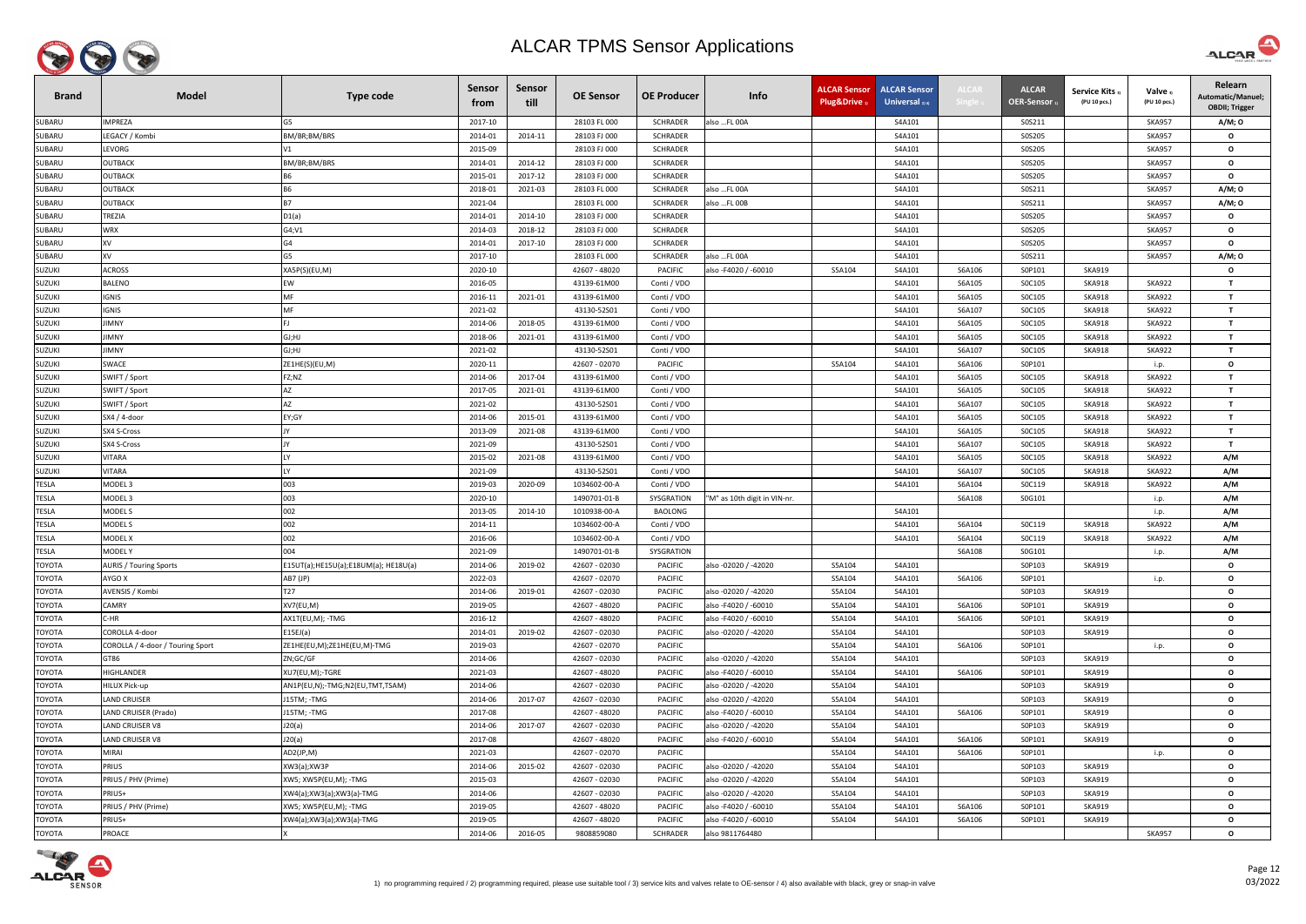# ALCAR TPMS Sensor Applications

| Brand | Model | Type code | Sensor from | Sensor till | OE Sensor | OE Producer | Info | ALCAR Sensor Plug&Drive 1) | ALCAR Sensor Universal 2) 4) | ALCAR Single 2) | ALCAR OER-Sensor 1) | Service Kits 3) (PU 10 pcs.) | Valve 3) (PU 10 pcs.) | Relearn Automatic/Manuel; OBDII; Trigger |
|---|---|---|---|---|---|---|---|---|---|---|---|---|---|---|
| SUBARU | IMPREZA | G5 | 2017-10 | | 28103 FL 000 | SCHRADER | also ...FL 00A | | S4A101 | | S0S211 | | SKA957 | A/M; O |
| SUBARU | LEGACY / Kombi | BM/BR;BM/BRS | 2014-01 | 2014-11 | 28103 FJ 000 | SCHRADER | | | S4A101 | | S0S205 | | SKA957 | O |
| SUBARU | LEVORG | V1 | 2015-09 | | 28103 FJ 000 | SCHRADER | | | S4A101 | | S0S205 | | SKA957 | O |
| SUBARU | OUTBACK | BM/BR;BM/BRS | 2014-01 | 2014-12 | 28103 FJ 000 | SCHRADER | | | S4A101 | | S0S205 | | SKA957 | O |
| SUBARU | OUTBACK | B6 | 2015-01 | 2017-12 | 28103 FJ 000 | SCHRADER | | | S4A101 | | S0S205 | | SKA957 | O |
| SUBARU | OUTBACK | B6 | 2018-01 | 2021-03 | 28103 FL 000 | SCHRADER | also ...FL 00A | | S4A101 | | S0S211 | | SKA957 | A/M; O |
| SUBARU | OUTBACK | B7 | 2021-04 | | 28103 FL 000 | SCHRADER | also ...FL 00B | | S4A101 | | S0S211 | | SKA957 | A/M; O |
| SUBARU | TREZIA | D1(a) | 2014-01 | 2014-10 | 28103 FJ 000 | SCHRADER | | | S4A101 | | S0S205 | | SKA957 | O |
| SUBARU | WRX | G4;V1 | 2014-03 | 2018-12 | 28103 FJ 000 | SCHRADER | | | S4A101 | | S0S205 | | SKA957 | O |
| SUBARU | XV | G4 | 2014-01 | 2017-10 | 28103 FJ 000 | SCHRADER | | | S4A101 | | S0S205 | | SKA957 | O |
| SUBARU | XV | G5 | 2017-10 | | 28103 FL 000 | SCHRADER | also ...FL 00A | | S4A101 | | S0S211 | | SKA957 | A/M; O |
| SUZUKI | ACROSS | XA5P(S)(EU,M) | 2020-10 | | 42607 - 48020 | PACIFIC | also -F4020 / -60010 | S5A104 | S4A101 | S6A106 | S0P101 | SKA919 | | O |
| SUZUKI | BALENO | EW | 2016-05 | | 43139-61M00 | Conti / VDO | | | S4A101 | S6A105 | S0C105 | SKA918 | SKA922 | T |
| SUZUKI | IGNIS | MF | 2016-11 | 2021-01 | 43139-61M00 | Conti / VDO | | | S4A101 | S6A105 | S0C105 | SKA918 | SKA922 | T |
| SUZUKI | IGNIS | MF | 2021-02 | | 43130-52S01 | Conti / VDO | | | S4A101 | S6A107 | S0C105 | SKA918 | SKA922 | T |
| SUZUKI | JIMNY | FJ | 2014-06 | 2018-05 | 43139-61M00 | Conti / VDO | | | S4A101 | S6A105 | S0C105 | SKA918 | SKA922 | T |
| SUZUKI | JIMNY | GJ;HJ | 2018-06 | 2021-01 | 43139-61M00 | Conti / VDO | | | S4A101 | S6A105 | S0C105 | SKA918 | SKA922 | T |
| SUZUKI | JIMNY | GJ;HJ | 2021-02 | | 43130-52S01 | Conti / VDO | | | S4A101 | S6A107 | S0C105 | SKA918 | SKA922 | T |
| SUZUKI | SWACE | ZE1HE(S)(EU,M) | 2020-11 | | 42607 - 02070 | PACIFIC | | S5A104 | S4A101 | S6A106 | S0P101 | | i.p. | O |
| SUZUKI | SWIFT / Sport | FZ;NZ | 2014-06 | 2017-04 | 43139-61M00 | Conti / VDO | | | S4A101 | S6A105 | S0C105 | SKA918 | SKA922 | T |
| SUZUKI | SWIFT / Sport | AZ | 2017-05 | 2021-01 | 43139-61M00 | Conti / VDO | | | S4A101 | S6A105 | S0C105 | SKA918 | SKA922 | T |
| SUZUKI | SWIFT / Sport | AZ | 2021-02 | | 43130-52S01 | Conti / VDO | | | S4A101 | S6A107 | S0C105 | SKA918 | SKA922 | T |
| SUZUKI | SX4 / 4-door | EY;GY | 2014-06 | 2015-01 | 43139-61M00 | Conti / VDO | | | S4A101 | S6A105 | S0C105 | SKA918 | SKA922 | T |
| SUZUKI | SX4 S-Cross | JY | 2013-09 | 2021-08 | 43139-61M00 | Conti / VDO | | | S4A101 | S6A105 | S0C105 | SKA918 | SKA922 | T |
| SUZUKI | SX4 S-Cross | JY | 2021-09 | | 43130-52S01 | Conti / VDO | | | S4A101 | S6A107 | S0C105 | SKA918 | SKA922 | T |
| SUZUKI | VITARA | LY | 2015-02 | 2021-08 | 43139-61M00 | Conti / VDO | | | S4A101 | S6A105 | S0C105 | SKA918 | SKA922 | A/M |
| SUZUKI | VITARA | LY | 2021-09 | | 43130-52S01 | Conti / VDO | | | S4A101 | S6A107 | S0C105 | SKA918 | SKA922 | A/M |
| TESLA | MODEL 3 | 003 | 2019-03 | 2020-09 | 1034602-00-A | Conti / VDO | | | S4A101 | S6A104 | S0C119 | SKA918 | SKA922 | A/M |
| TESLA | MODEL 3 | 003 | 2020-10 | | 1490701-01-B | SYSGRATION | "M" as 10th digit in VIN-nr. | | | S6A108 | S0G101 | | i.p. | A/M |
| TESLA | MODEL S | 002 | 2013-05 | 2014-10 | 1010938-00-A | BAOLONG | | | S4A101 | | | | i.p. | A/M |
| TESLA | MODEL S | 002 | 2014-11 | | 1034602-00-A | Conti / VDO | | | S4A101 | S6A104 | S0C119 | SKA918 | SKA922 | A/M |
| TESLA | MODEL X | 002 | 2016-06 | | 1034602-00-A | Conti / VDO | | | S4A101 | S6A104 | S0C119 | SKA918 | SKA922 | A/M |
| TESLA | MODEL Y | 004 | 2021-09 | | 1490701-01-B | SYSGRATION | | | | S6A108 | S0G101 | | i.p. | A/M |
| TOYOTA | AURIS / Touring Sports | E15UT(a);HE15U(a);E18UM(a); HE18U(a) | 2014-06 | 2019-02 | 42607 - 02030 | PACIFIC | also -02020 / -42020 | S5A104 | S4A101 | | S0P103 | SKA919 | | O |
| TOYOTA | AYGO X | AB7 (JP) | 2022-03 | | 42607 - 02070 | PACIFIC | | S5A104 | S4A101 | S6A106 | S0P101 | | i.p. | O |
| TOYOTA | AVENSIS / Kombi | T27 | 2014-06 | 2019-01 | 42607 - 02030 | PACIFIC | also -02020 / -42020 | S5A104 | S4A101 | | S0P103 | SKA919 | | O |
| TOYOTA | CAMRY | XV7(EU,M) | 2019-05 | | 42607 - 48020 | PACIFIC | also -F4020 / -60010 | S5A104 | S4A101 | S6A106 | S0P101 | SKA919 | | O |
| TOYOTA | C-HR | AX1T(EU,M); -TMG | 2016-12 | | 42607 - 48020 | PACIFIC | also -F4020 / -60010 | S5A104 | S4A101 | S6A106 | S0P101 | SKA919 | | O |
| TOYOTA | COROLLA 4-door | E15EJ(a) | 2014-01 | 2019-02 | 42607 - 02030 | PACIFIC | also -02020 / -42020 | S5A104 | S4A101 | | S0P103 | SKA919 | | O |
| TOYOTA | COROLLA / 4-door / Touring Sport | ZE1HE(EU,M);ZE1HE(EU,M)-TMG | 2019-03 | | 42607 - 02070 | PACIFIC | | S5A104 | S4A101 | S6A106 | S0P101 | | i.p. | O |
| TOYOTA | GT86 | ZN;GC/GF | 2014-06 | | 42607 - 02030 | PACIFIC | also -02020 / -42020 | S5A104 | S4A101 | | S0P103 | SKA919 | | O |
| TOYOTA | HIGHLANDER | XU7(EU,M);-TGRE | 2021-03 | | 42607 - 48020 | PACIFIC | also -F4020 / -60010 | S5A104 | S4A101 | S6A106 | S0P101 | SKA919 | | O |
| TOYOTA | HILUX Pick-up | AN1P(EU,N);-TMG;N2(EU,TMT,TSAM) | 2014-06 | | 42607 - 02030 | PACIFIC | also -02020 / -42020 | S5A104 | S4A101 | | S0P103 | SKA919 | | O |
| TOYOTA | LAND CRUISER | J15TM; -TMG | 2014-06 | 2017-07 | 42607 - 02030 | PACIFIC | also -02020 / -42020 | S5A104 | S4A101 | | S0P103 | SKA919 | | O |
| TOYOTA | LAND CRUISER (Prado) | J15TM; -TMG | 2017-08 | | 42607 - 48020 | PACIFIC | also -F4020 / -60010 | S5A104 | S4A101 | S6A106 | S0P101 | SKA919 | | O |
| TOYOTA | LAND CRUISER V8 | J20(a) | 2014-06 | 2017-07 | 42607 - 02030 | PACIFIC | also -02020 / -42020 | S5A104 | S4A101 | | S0P103 | SKA919 | | O |
| TOYOTA | LAND CRUISER V8 | J20(a) | 2017-08 | | 42607 - 48020 | PACIFIC | also -F4020 / -60010 | S5A104 | S4A101 | S6A106 | S0P101 | SKA919 | | O |
| TOYOTA | MIRAI | AD2(JP,M) | 2021-03 | | 42607 - 02070 | PACIFIC | | S5A104 | S4A101 | S6A106 | S0P101 | | i.p. | O |
| TOYOTA | PRIUS | XW3(a);XW3P | 2014-06 | 2015-02 | 42607 - 02030 | PACIFIC | also -02020 / -42020 | S5A104 | S4A101 | | S0P103 | SKA919 | | O |
| TOYOTA | PRIUS / PHV (Prime) | XW5; XW5P(EU,M); -TMG | 2015-03 | | 42607 - 02030 | PACIFIC | also -02020 / -42020 | S5A104 | S4A101 | | S0P103 | SKA919 | | O |
| TOYOTA | PRIUS+ | XW4(a);XW3(a);XW3(a)-TMG | 2014-06 | | 42607 - 02030 | PACIFIC | also -02020 / -42020 | S5A104 | S4A101 | | S0P103 | SKA919 | | O |
| TOYOTA | PRIUS / PHV (Prime) | XW5; XW5P(EU,M); -TMG | 2019-05 | | 42607 - 48020 | PACIFIC | also -F4020 / -60010 | S5A104 | S4A101 | S6A106 | S0P101 | SKA919 | | O |
| TOYOTA | PRIUS+ | XW4(a);XW3(a);XW3(a)-TMG | 2019-05 | | 42607 - 48020 | PACIFIC | also -F4020 / -60010 | S5A104 | S4A101 | S6A106 | S0P101 | SKA919 | | O |
| TOYOTA | PROACE | X | 2014-06 | 2016-05 | 9808859080 | SCHRADER | also 9811764480 | | | | | | SKA957 | O |

1) no programming required / 2) programming required, please use suitable tool / 3) service kits and valves relate to OE-sensor / 4) also available with black, grey or snap-in valve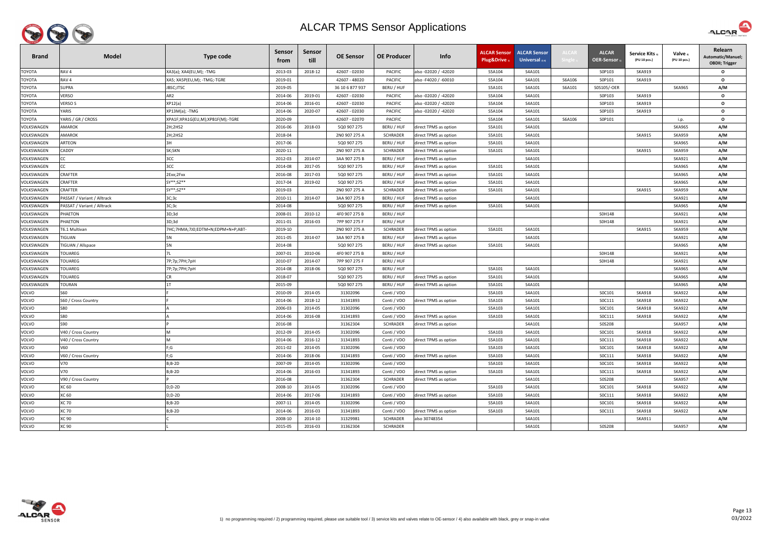# ALCAR TPMS Sensor Applications

| Brand | Model | Type code | Sensor from | Sensor till | OE Sensor | OE Producer | Info | ALCAR Sensor Plug&Drive 1) | ALCAR Sensor Universal 2) 4) | ALCAR Single 2) | ALCAR OER-Sensor 1) | Service Kits 3) (PU 10 pcs.) | Valve 3) (PU 10 pcs.) | Relearn Automatic/Manuel; OBDII; Trigger |
|---|---|---|---|---|---|---|---|---|---|---|---|---|---|---|
| TOYOTA | RAV 4 | XA3(a); XA4(EU,M); -TMG | 2013-03 | 2018-12 | 42607 - 02030 | PACIFIC | also -02020 / -42020 | S5A104 | S4A101 | | S0P103 | SKA919 | | O |
| TOYOTA | RAV 4 | XA5; XA5P(EU,M); -TMG;-TGRE | 2019-01 | | 42607 - 48020 | PACIFIC | also -F4020 / -60010 | S5A104 | S4A101 | S6A106 | S0P101 | SKA919 | | O |
| TOYOTA | SUPRA | JBSC;JTSC | 2019-05 | | 36 10 6 877 937 | BERU / HUF | | S5A101 | S4A101 | S6A101 | S0S105/-OER | | SKA965 | A/M |
| TOYOTA | VERSO | AR2 | 2014-06 | 2019-01 | 42607 - 02030 | PACIFIC | also -02020 / -42020 | S5A104 | S4A101 | | S0P103 | SKA919 | | O |
| TOYOTA | VERSO S | XP12(a) | 2014-06 | 2016-01 | 42607 - 02030 | PACIFIC | also -02020 / -42020 | S5A104 | S4A101 | | S0P103 | SKA919 | | O |
| TOYOTA | YARIS | XP13M(a); -TMG | 2014-06 | 2020-07 | 42607 - 02030 | PACIFIC | also -02020 / -42020 | S5A104 | S4A101 | | S0P103 | SKA919 | | O |
| TOYOTA | YARIS / GR / CROSS | XPA1F;XPA1G(EU,M);XPB1F(M);-TGRE | 2020-09 | | 42607 - 02070 | PACIFIC | | S5A104 | S4A101 | S6A106 | S0P101 | | i.p. | O |
| VOLKSWAGEN | AMAROK | 2H;2HS2 | 2016-06 | 2018-03 | 5Q0 907 275 | BERU / HUF | direct TPMS as option | S5A101 | S4A101 | | | | SKA965 | A/M |
| VOLKSWAGEN | AMAROK | 2H;2HS2 | 2018-04 | | 2N0 907 275 A | SCHRADER | direct TPMS as option | S5A101 | S4A101 | | | SKA915 | SKA959 | A/M |
| VOLKSWAGEN | ARTEON | 3H | 2017-06 | | 5Q0 907 275 | BERU / HUF | direct TPMS as option | S5A101 | S4A101 | | | | SKA965 | A/M |
| VOLKSWAGEN | CADDY | SK;SKN | 2020-11 | | 2N0 907 275 A | SCHRADER | direct TPMS as option | S5A101 | S4A101 | | | SKA915 | SKA959 | A/M |
| VOLKSWAGEN | CC | 3CC | 2012-03 | 2014-07 | 3AA 907 275 B | BERU / HUF | direct TPMS as option | | S4A101 | | | | SKA921 | A/M |
| VOLKSWAGEN | CC | 3CC | 2014-08 | 2017-05 | 5Q0 907 275 | BERU / HUF | direct TPMS as option | S5A101 | S4A101 | | | | SKA965 | A/M |
| VOLKSWAGEN | CRAFTER | 2Exx;2Fxx | 2016-08 | 2017-03 | 5Q0 907 275 | BERU / HUF | direct TPMS as option | S5A101 | S4A101 | | | | SKA965 | A/M |
| VOLKSWAGEN | CRAFTER | SY**;SZ** | 2017-04 | 2019-02 | 5Q0 907 275 | BERU / HUF | direct TPMS as option | S5A101 | S4A101 | | | | SKA965 | A/M |
| VOLKSWAGEN | CRAFTER | SY**;SZ** | 2019-03 | | 2N0 907 275 A | SCHRADER | direct TPMS as option | S5A101 | S4A101 | | | SKA915 | SKA959 | A/M |
| VOLKSWAGEN | PASSAT / Variant / Alltrack | 3C;3c | 2010-11 | 2014-07 | 3AA 907 275 B | BERU / HUF | direct TPMS as option | | S4A101 | | | | SKA921 | A/M |
| VOLKSWAGEN | PASSAT / Variant / Alltrack | 3C;3c | 2014-08 | | 5Q0 907 275 | BERU / HUF | direct TPMS as option | S5A101 | S4A101 | | | | SKA965 | A/M |
| VOLKSWAGEN | PHAETON | 3D;3d | 2008-01 | 2010-12 | 4F0 907 275 B | BERU / HUF | | | | | S0H148 | | SKA921 | A/M |
| VOLKSWAGEN | PHAETON | 3D;3d | 2011-01 | 2016-03 | 7PP 907 275 F | BERU / HUF | | | | | S0H148 | | SKA921 | A/M |
| VOLKSWAGEN | T6.1 Multivan | 7HC;7HMA;7J0;EDTM+N;EDPM+N+P;ABT- | 2019-10 | | 2N0 907 275 A | SCHRADER | direct TPMS as option | S5A101 | S4A101 | | | SKA915 | SKA959 | A/M |
| VOLKSWAGEN | TIGUAN | 5N | 2011-05 | 2014-07 | 3AA 907 275 B | BERU / HUF | direct TPMS as option | | S4A101 | | | | SKA921 | A/M |
| VOLKSWAGEN | TIGUAN / Allspace | 5N | 2014-08 | | 5Q0 907 275 | BERU / HUF | direct TPMS as option | S5A101 | S4A101 | | | | SKA965 | A/M |
| VOLKSWAGEN | TOUAREG | 7L | 2007-01 | 2010-06 | 4F0 907 275 B | BERU / HUF | | | | | S0H148 | | SKA921 | A/M |
| VOLKSWAGEN | TOUAREG | 7P;7p;7PH;7pH | 2010-07 | 2014-07 | 7PP 907 275 F | BERU / HUF | | | | | S0H148 | | SKA921 | A/M |
| VOLKSWAGEN | TOUAREG | 7P;7p;7PH;7pH | 2014-08 | 2018-06 | 5Q0 907 275 | BERU / HUF | | S5A101 | S4A101 | | | | SKA965 | A/M |
| VOLKSWAGEN | TOUAREG | CR | 2018-07 | | 5Q0 907 275 | BERU / HUF | direct TPMS as option | S5A101 | S4A101 | | | | SKA965 | A/M |
| VOLKSWAGEN | TOURAN | 1T | 2015-09 | | 5Q0 907 275 | BERU / HUF | direct TPMS as option | S5A101 | S4A101 | | | | SKA965 | A/M |
| VOLVO | S60 | F | 2010-09 | 2014-05 | 31302096 | Conti / VDO | | S5A103 | S4A101 | | S0C101 | SKA918 | SKA922 | A/M |
| VOLVO | S60 / Cross Country | F | 2014-06 | 2018-12 | 31341893 | Conti / VDO | direct TPMS as option | S5A103 | S4A101 | | S0C111 | SKA918 | SKA922 | A/M |
| VOLVO | S80 | A | 2006-03 | 2014-05 | 31302096 | Conti / VDO | | S5A103 | S4A101 | | S0C101 | SKA918 | SKA922 | A/M |
| VOLVO | S80 | A | 2014-06 | 2016-08 | 31341893 | Conti / VDO | direct TPMS as option | S5A103 | S4A101 | | S0C111 | SKA918 | SKA922 | A/M |
| VOLVO | S90 | P | 2016-08 | | 31362304 | SCHRADER | direct TPMS as option | | S4A101 | | S0S208 | | SKA957 | A/M |
| VOLVO | V40 / Cross Country | M | 2012-09 | 2014-05 | 31302096 | Conti / VDO | | S5A103 | S4A101 | | S0C101 | SKA918 | SKA922 | A/M |
| VOLVO | V40 / Cross Country | M | 2014-06 | 2016-12 | 31341893 | Conti / VDO | direct TPMS as option | S5A103 | S4A101 | | S0C111 | SKA918 | SKA922 | A/M |
| VOLVO | V60 | F;G | 2011-02 | 2014-05 | 31302096 | Conti / VDO | | S5A103 | S4A101 | | S0C101 | SKA918 | SKA922 | A/M |
| VOLVO | V60 / Cross Country | F;G | 2014-06 | 2018-06 | 31341893 | Conti / VDO | direct TPMS as option | S5A103 | S4A101 | | S0C111 | SKA918 | SKA922 | A/M |
| VOLVO | V70 | B;B-2D | 2007-09 | 2014-05 | 31302096 | Conti / VDO | | S5A103 | S4A101 | | S0C101 | SKA918 | SKA922 | A/M |
| VOLVO | V70 | B;B-2D | 2014-06 | 2016-03 | 31341893 | Conti / VDO | direct TPMS as option | S5A103 | S4A101 | | S0C111 | SKA918 | SKA922 | A/M |
| VOLVO | V90 / Cross Country | P | 2016-08 | | 31362304 | SCHRADER | direct TPMS as option | | S4A101 | | S0S208 | | SKA957 | A/M |
| VOLVO | XC 60 | D;D-2D | 2008-10 | 2014-05 | 31302096 | Conti / VDO | | S5A103 | S4A101 | | S0C101 | SKA918 | SKA922 | A/M |
| VOLVO | XC 60 | D;D-2D | 2014-06 | 2017-06 | 31341893 | Conti / VDO | direct TPMS as option | S5A103 | S4A101 | | S0C111 | SKA918 | SKA922 | A/M |
| VOLVO | XC 70 | B;B-2D | 2007-11 | 2014-05 | 31302096 | Conti / VDO | | S5A103 | S4A101 | | S0C101 | SKA918 | SKA922 | A/M |
| VOLVO | XC 70 | B;B-2D | 2014-06 | 2016-03 | 31341893 | Conti / VDO | direct TPMS as option | S5A103 | S4A101 | | S0C111 | SKA918 | SKA922 | A/M |
| VOLVO | XC 90 | C | 2008-10 | 2014-10 | 31329981 | SCHRADER | also 30748354 | | S4A101 | | | SKA911 | | A/M |
| VOLVO | XC 90 | L | 2015-05 | 2016-03 | 31362304 | SCHRADER | | | S4A101 | | S0S208 | | SKA957 | A/M |

1) no programming required / 2) programming required, please use suitable tool / 3) service kits and valves relate to OE-sensor / 4) also available with black, grey or snap-in valve

03/2022